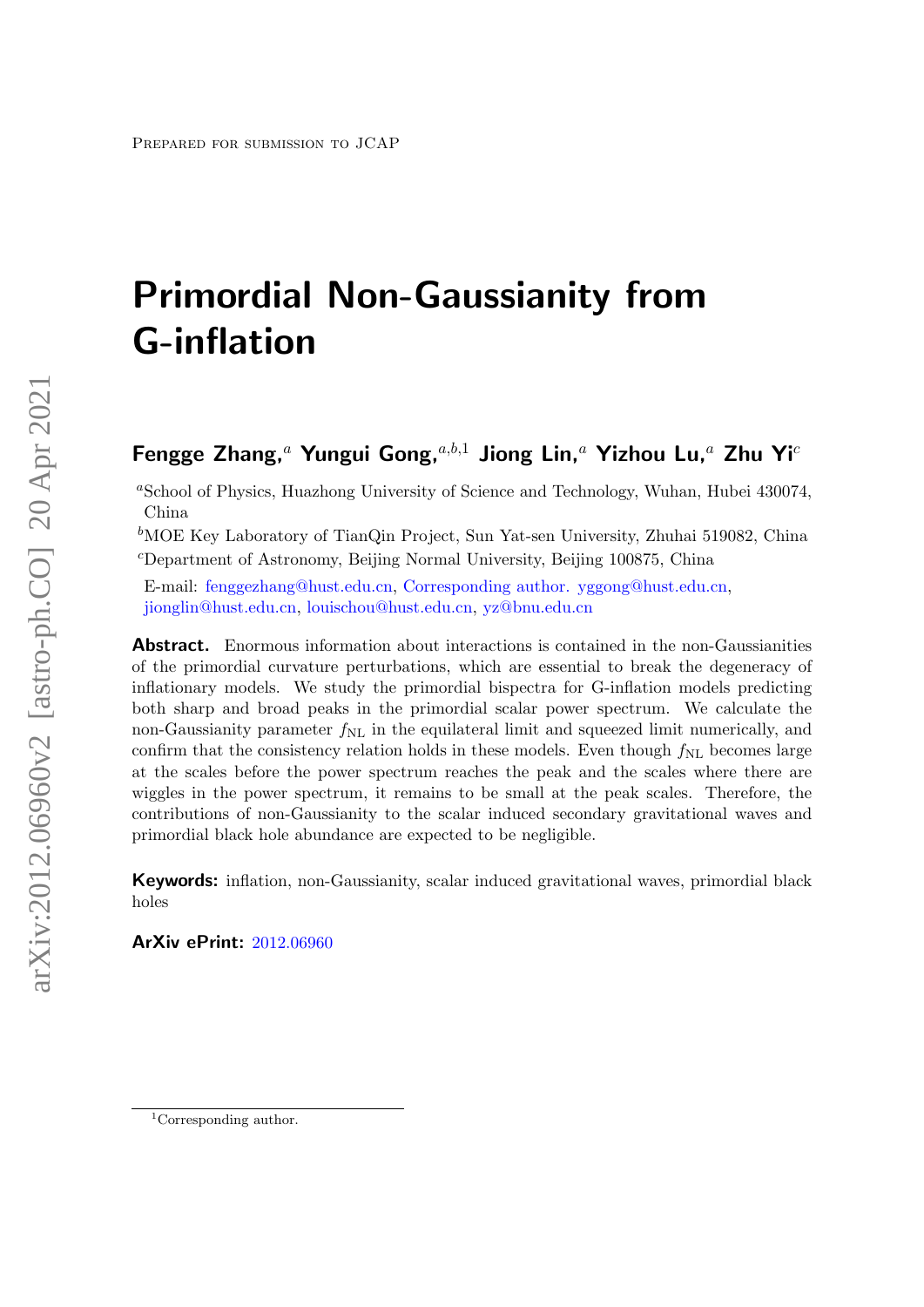Prepared for submission to JCAP

# Primordial Non-Gaussianity from G-inflation

**Fengge Zhang,**[a] **Yungui Gong,**[a,b,1] **Jiong Lin,**[a] **Yizhou Lu,**[a] **Zhu Yi**[c]

[a]School of Physics, Huazhong University of Science and Technology, Wuhan, Hubei 430074, China

[b]MOE Key Laboratory of TianQin Project, Sun Yat-sen University, Zhuhai 519082, China

[c]Department of Astronomy, Beijing Normal University, Beijing 100875, China

E-mail: fenggezhang@hust.edu.cn, Corresponding author. yggong@hust.edu.cn, jionglin@hust.edu.cn, louischou@hust.edu.cn, yz@bnu.edu.cn

**Abstract.** Enormous information about interactions is contained in the non-Gaussianities of the primordial curvature perturbations, which are essential to break the degeneracy of inflationary models. We study the primordial bispectra for G-inflation models predicting both sharp and broad peaks in the primordial scalar power spectrum. We calculate the non-Gaussianity parameter $f_{\rm NL}$ in the equilateral limit and squeezed limit numerically, and confirm that the consistency relation holds in these models. Even though $f_{\rm NL}$ becomes large at the scales before the power spectrum reaches the peak and the scales where there are wiggles in the power spectrum, it remains to be small at the peak scales. Therefore, the contributions of non-Gaussianity to the scalar induced secondary gravitational waves and primordial black hole abundance are expected to be negligible.

**Keywords:** inflation, non-Gaussianity, scalar induced gravitational waves, primordial black holes

**ArXiv ePrint:** 2012.06960

[1]Corresponding author.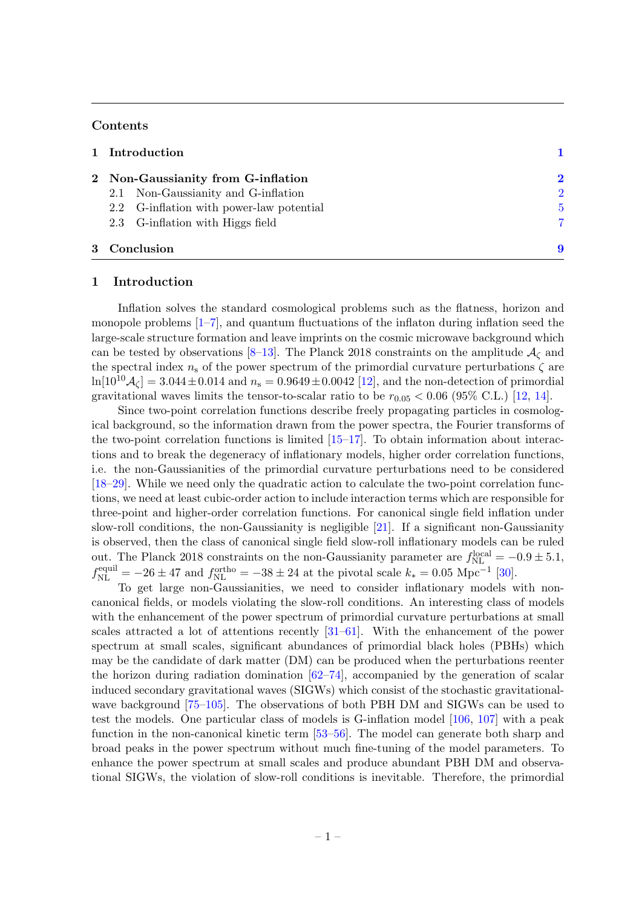## Contents

| | | |
|---|---|---|
| **1** | **Introduction** | **1** |
| **2** | **Non-Gaussianity from G-inflation** | **2** |
| | 2.1 Non-Gaussianity and G-inflation | 2 |
| | 2.2 G-inflation with power-law potential | 5 |
| | 2.3 G-inflation with Higgs field | 7 |
| **3** | **Conclusion** | **9** |

## 1 Introduction

Inflation solves the standard cosmological problems such as the flatness, horizon and monopole problems [1–7], and quantum fluctuations of the inflaton during inflation seed the large-scale structure formation and leave imprints on the cosmic microwave background which can be tested by observations [8–13]. The Planck 2018 constraints on the amplitude $\mathcal{A}_\zeta$ and the spectral index $n_\mathrm{s}$ of the power spectrum of the primordial curvature perturbations $\zeta$ are $\ln[10^{10}\mathcal{A}_\zeta] = 3.044 \pm 0.014$ and $n_\mathrm{s} = 0.9649 \pm 0.0042$ [12], and the non-detection of primordial gravitational waves limits the tensor-to-scalar ratio to be $r_{0.05} < 0.06$ (95% C.L.) [12, 14].

Since two-point correlation functions describe freely propagating particles in cosmological background, so the information drawn from the power spectra, the Fourier transforms of the two-point correlation functions is limited [15–17]. To obtain information about interactions and to break the degeneracy of inflationary models, higher order correlation functions, i.e. the non-Gaussianities of the primordial curvature perturbations need to be considered [18–29]. While we need only the quadratic action to calculate the two-point correlation functions, we need at least cubic-order action to include interaction terms which are responsible for three-point and higher-order correlation functions. For canonical single field inflation under slow-roll conditions, the non-Gaussianity is negligible [21]. If a significant non-Gaussianity is observed, then the class of canonical single field slow-roll inflationary models can be ruled out. The Planck 2018 constraints on the non-Gaussianity parameter are $f_{\mathrm{NL}}^{\mathrm{local}} = -0.9 \pm 5.1$, $f_{\mathrm{NL}}^{\mathrm{equil}} = -26 \pm 47$ and $f_{\mathrm{NL}}^{\mathrm{ortho}} = -38 \pm 24$ at the pivotal scale $k_* = 0.05\ \mathrm{Mpc}^{-1}$ [30].

To get large non-Gaussianities, we need to consider inflationary models with non-canonical fields, or models violating the slow-roll conditions. An interesting class of models with the enhancement of the power spectrum of primordial curvature perturbations at small scales attracted a lot of attentions recently [31–61]. With the enhancement of the power spectrum at small scales, significant abundances of primordial black holes (PBHs) which may be the candidate of dark matter (DM) can be produced when the perturbations reenter the horizon during radiation domination [62–74], accompanied by the generation of scalar induced secondary gravitational waves (SIGWs) which consist of the stochastic gravitational-wave background [75–105]. The observations of both PBH DM and SIGWs can be used to test the models. One particular class of models is G-inflation model [106, 107] with a peak function in the non-canonical kinetic term [53–56]. The model can generate both sharp and broad peaks in the power spectrum without much fine-tuning of the model parameters. To enhance the power spectrum at small scales and produce abundant PBH DM and observational SIGWs, the violation of slow-roll conditions is inevitable. Therefore, the primordial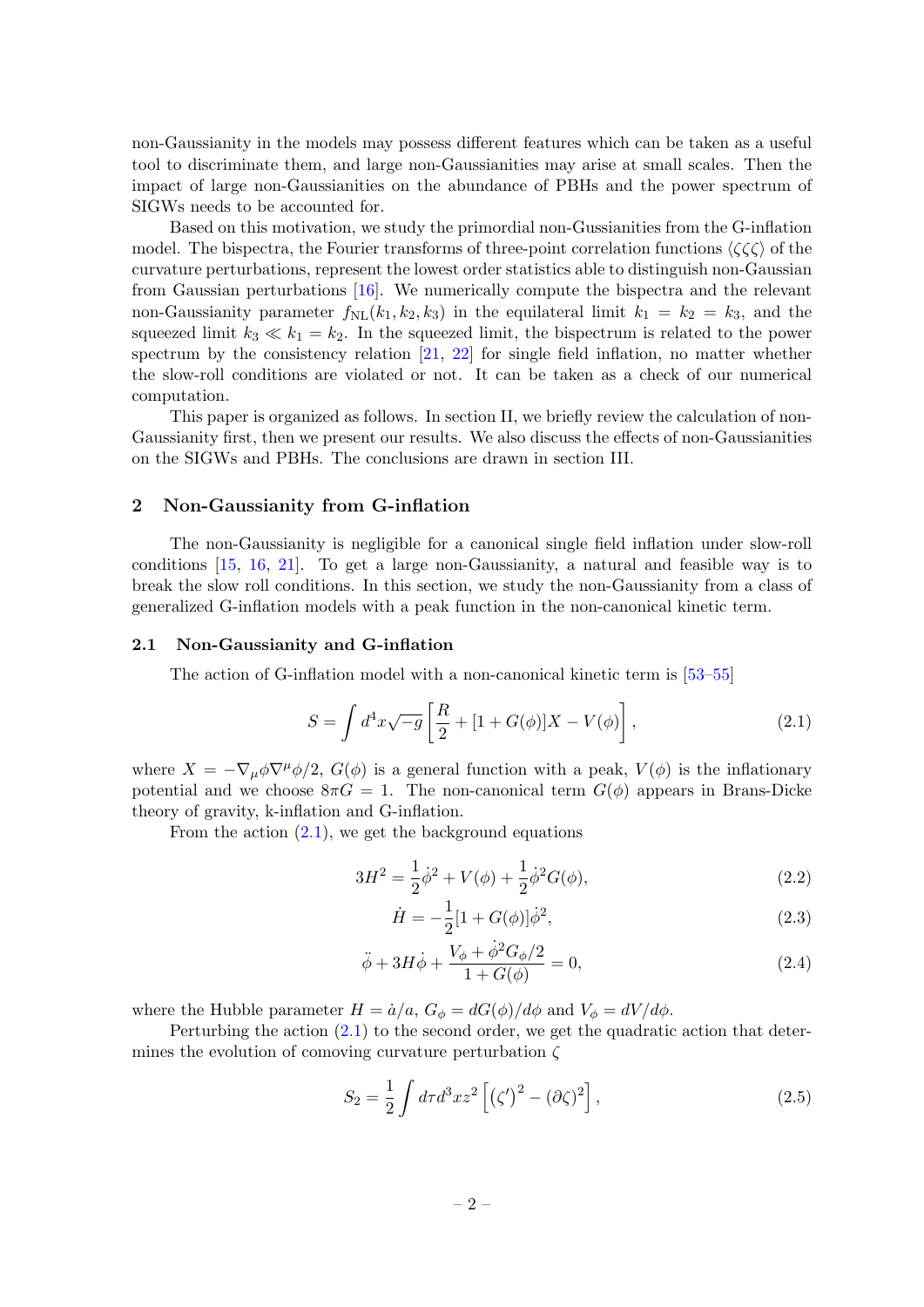non-Gaussianity in the models may possess different features which can be taken as a useful tool to discriminate them, and large non-Gaussianities may arise at small scales. Then the impact of large non-Gaussianities on the abundance of PBHs and the power spectrum of SIGWs needs to be accounted for.

Based on this motivation, we study the primordial non-Gussianities from the G-inflation model. The bispectra, the Fourier transforms of three-point correlation functions $\langle\zeta\zeta\zeta\rangle$ of the curvature perturbations, represent the lowest order statistics able to distinguish non-Gaussian from Gaussian perturbations [16]. We numerically compute the bispectra and the relevant non-Gaussianity parameter $f_{\rm NL}(k_1, k_2, k_3)$ in the equilateral limit $k_1 = k_2 = k_3$, and the squeezed limit $k_3 \ll k_1 = k_2$. In the squeezed limit, the bispectrum is related to the power spectrum by the consistency relation [21, 22] for single field inflation, no matter whether the slow-roll conditions are violated or not. It can be taken as a check of our numerical computation.

This paper is organized as follows. In section II, we briefly review the calculation of non-Gaussianity first, then we present our results. We also discuss the effects of non-Gaussianities on the SIGWs and PBHs. The conclusions are drawn in section III.

## 2 Non-Gaussianity from G-inflation

The non-Gaussianity is negligible for a canonical single field inflation under slow-roll conditions [15, 16, 21]. To get a large non-Gaussianity, a natural and feasible way is to break the slow roll conditions. In this section, we study the non-Gaussianity from a class of generalized G-inflation models with a peak function in the non-canonical kinetic term.

### 2.1 Non-Gaussianity and G-inflation

The action of G-inflation model with a non-canonical kinetic term is [53–55]

$$S = \int d^4x\sqrt{-g}\left[\frac{R}{2} + [1 + G(\phi)]X - V(\phi)\right], \tag{2.1}$$

where $X = -\nabla_\mu\phi\nabla^\mu\phi/2$, $G(\phi)$ is a general function with a peak, $V(\phi)$ is the inflationary potential and we choose $8\pi G = 1$. The non-canonical term $G(\phi)$ appears in Brans-Dicke theory of gravity, k-inflation and G-inflation.

From the action (2.1), we get the background equations

$$3H^2 = \frac{1}{2}\dot{\phi}^2 + V(\phi) + \frac{1}{2}\dot{\phi}^2 G(\phi), \tag{2.2}$$

$$\dot{H} = -\frac{1}{2}[1 + G(\phi)]\dot{\phi}^2, \tag{2.3}$$

$$\ddot{\phi} + 3H\dot{\phi} + \frac{V_\phi + \dot{\phi}^2 G_\phi/2}{1 + G(\phi)} = 0, \tag{2.4}$$

where the Hubble parameter $H = \dot{a}/a$, $G_\phi = dG(\phi)/d\phi$ and $V_\phi = dV/d\phi$.

Perturbing the action (2.1) to the second order, we get the quadratic action that determines the evolution of comoving curvature perturbation $\zeta$

$$S_2 = \frac{1}{2}\int d\tau d^3x z^2\left[(\zeta')^2 - (\partial\zeta)^2\right], \tag{2.5}$$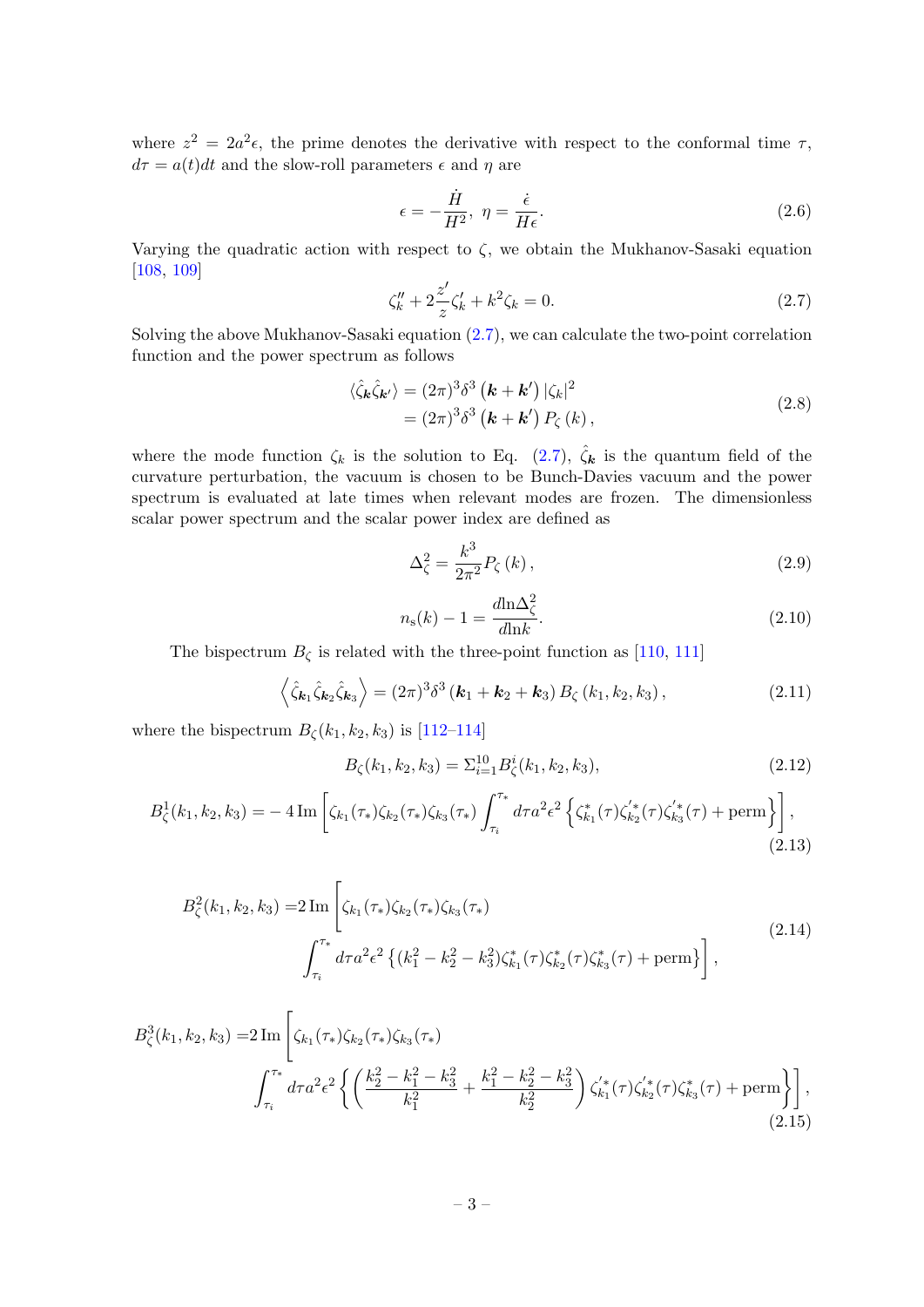where $z^2 = 2a^2\epsilon$, the prime denotes the derivative with respect to the conformal time $\tau$, $d\tau = a(t)dt$ and the slow-roll parameters $\epsilon$ and $\eta$ are

$$\epsilon = -\frac{\dot{H}}{H^2},\ \eta = \frac{\dot{\epsilon}}{H\epsilon}. \tag{2.6}$$

Varying the quadratic action with respect to $\zeta$, we obtain the Mukhanov-Sasaki equation [108, 109]

$$\zeta_k'' + 2\frac{z'}{z}\zeta_k' + k^2\zeta_k = 0. \tag{2.7}$$

Solving the above Mukhanov-Sasaki equation (2.7), we can calculate the two-point correlation function and the power spectrum as follows

$$\begin{aligned}\langle\hat{\zeta}_{\boldsymbol{k}}\hat{\zeta}_{\boldsymbol{k}'}\rangle &= (2\pi)^3\delta^3\left(\boldsymbol{k}+\boldsymbol{k}'\right)|\zeta_k|^2 \\ &= (2\pi)^3\delta^3\left(\boldsymbol{k}+\boldsymbol{k}'\right)P_\zeta\left(k\right),\end{aligned} \tag{2.8}$$

where the mode function $\zeta_k$ is the solution to Eq. (2.7), $\hat{\zeta}_{\boldsymbol{k}}$ is the quantum field of the curvature perturbation, the vacuum is chosen to be Bunch-Davies vacuum and the power spectrum is evaluated at late times when relevant modes are frozen. The dimensionless scalar power spectrum and the scalar power index are defined as

$$\Delta_\zeta^2 = \frac{k^3}{2\pi^2}P_\zeta\left(k\right), \tag{2.9}$$

$$n_{\mathrm{s}}(k) - 1 = \frac{d\ln\Delta_\zeta^2}{d\ln k}. \tag{2.10}$$

The bispectrum $B_\zeta$ is related with the three-point function as [110, 111]

$$\left\langle\hat{\zeta}_{\boldsymbol{k}_1}\hat{\zeta}_{\boldsymbol{k}_2}\hat{\zeta}_{\boldsymbol{k}_3}\right\rangle = (2\pi)^3\delta^3\left(\boldsymbol{k}_1+\boldsymbol{k}_2+\boldsymbol{k}_3\right)B_\zeta\left(k_1,k_2,k_3\right), \tag{2.11}$$

where the bispectrum $B_\zeta(k_1,k_2,k_3)$ is [112–114]

$$B_\zeta(k_1,k_2,k_3) = \Sigma_{i=1}^{10}B_\zeta^i(k_1,k_2,k_3), \tag{2.12}$$

$$B_\zeta^1(k_1,k_2,k_3) = -4\,\mathrm{Im}\left[\zeta_{k_1}(\tau_*)\zeta_{k_2}(\tau_*)\zeta_{k_3}(\tau_*)\int_{\tau_i}^{\tau_*}d\tau a^2\epsilon^2\left\{\zeta_{k_1}^*(\tau)\zeta_{k_2}^{'*}(\tau)\zeta_{k_3}^{'*}(\tau)+\mathrm{perm}\right\}\right], \tag{2.13}$$

$$\begin{aligned}B_\zeta^2(k_1,k_2,k_3) =& 2\,\mathrm{Im}\Bigg[\zeta_{k_1}(\tau_*)\zeta_{k_2}(\tau_*)\zeta_{k_3}(\tau_*) \\ &\int_{\tau_i}^{\tau_*}d\tau a^2\epsilon^2\left\{(k_1^2-k_2^2-k_3^2)\zeta_{k_1}^*(\tau)\zeta_{k_2}^*(\tau)\zeta_{k_3}^*(\tau)+\mathrm{perm}\right\}\Bigg],\end{aligned} \tag{2.14}$$

$$\begin{aligned}B_\zeta^3(k_1,k_2,k_3) =& 2\,\mathrm{Im}\Bigg[\zeta_{k_1}(\tau_*)\zeta_{k_2}(\tau_*)\zeta_{k_3}(\tau_*) \\ &\int_{\tau_i}^{\tau_*}d\tau a^2\epsilon^2\left\{\left(\frac{k_2^2-k_1^2-k_3^2}{k_1^2}+\frac{k_1^2-k_2^2-k_3^2}{k_2^2}\right)\zeta_{k_1}^{'*}(\tau)\zeta_{k_2}^{'*}(\tau)\zeta_{k_3}^*(\tau)+\mathrm{perm}\right\}\Bigg],\end{aligned} \tag{2.15}$$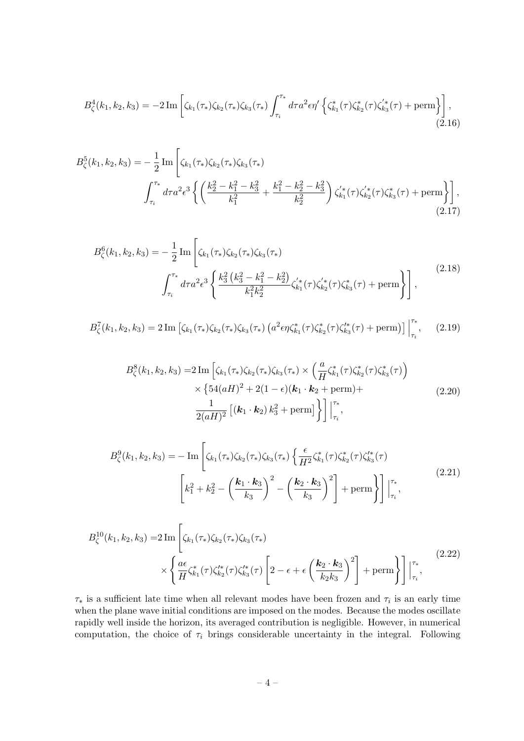$$B_\zeta^4(k_1,k_2,k_3) = -2\,\mathrm{Im}\left[\zeta_{k_1}(\tau_*)\zeta_{k_2}(\tau_*)\zeta_{k_3}(\tau_*)\int_{\tau_i}^{\tau_*} d\tau a^2\epsilon\eta'\left\{\zeta_{k_1}^*(\tau)\zeta_{k_2}^*(\tau)\zeta_{k_3}^{'*}(\tau) + \mathrm{perm}\right\}\right], \tag{2.16}$$

$$\begin{aligned}B_\zeta^5(k_1,k_2,k_3) = &-\frac{1}{2}\,\mathrm{Im}\Bigg[\zeta_{k_1}(\tau_*)\zeta_{k_2}(\tau_*)\zeta_{k_3}(\tau_*)\\ &\int_{\tau_i}^{\tau_*} d\tau a^2\epsilon^3\left\{\left(\frac{k_2^2-k_1^2-k_3^2}{k_1^2}+\frac{k_1^2-k_2^2-k_3^2}{k_2^2}\right)\zeta_{k_1}^{'*}(\tau)\zeta_{k_2}^{'*}(\tau)\zeta_{k_3}^*(\tau) + \mathrm{perm}\right\}\Bigg],\end{aligned} \tag{2.17}$$

$$\begin{aligned}B_\zeta^6(k_1,k_2,k_3) = &-\frac{1}{2}\,\mathrm{Im}\Bigg[\zeta_{k_1}(\tau_*)\zeta_{k_2}(\tau_*)\zeta_{k_3}(\tau_*)\\ &\int_{\tau_i}^{\tau_*} d\tau a^2\epsilon^3\left\{\frac{k_3^2\left(k_3^2-k_1^2-k_2^2\right)}{k_1^2k_2^2}\zeta_{k_1}^{'*}(\tau)\zeta_{k_2}^{'*}(\tau)\zeta_{k_3}^*(\tau) + \mathrm{perm}\right\}\Bigg],\end{aligned} \tag{2.18}$$

$$B_\zeta^7(k_1,k_2,k_3) = 2\,\mathrm{Im}\left[\zeta_{k_1}(\tau_*)\zeta_{k_2}(\tau_*)\zeta_{k_3}(\tau_*)\left(a^2\epsilon\eta\zeta_{k_1}^*(\tau)\zeta_{k_2}^*(\tau)\zeta_{k_3}^{\prime *}(\tau)+\mathrm{perm}\right)\right]\Big|_{\tau_i}^{\tau_*}, \tag{2.19}$$

$$\begin{aligned}B_\zeta^8(k_1,k_2,k_3) =&2\,\mathrm{Im}\Bigg[\zeta_{k_1}(\tau_*)\zeta_{k_2}(\tau_*)\zeta_{k_3}(\tau_*)\times\left(\frac{a}{H}\zeta_{k_1}^*(\tau)\zeta_{k_2}^*(\tau)\zeta_{k_3}^*(\tau)\right)\\ &\times\Big\{54(aH)^2+2(1-\epsilon)(\boldsymbol{k}_1\cdot\boldsymbol{k}_2+\mathrm{perm})+\\ &\frac{1}{2(aH)^2}\left[\left(\boldsymbol{k}_1\cdot\boldsymbol{k}_2\right)k_3^2+\mathrm{perm}\right]\Big\}\Bigg]\Big|_{\tau_i}^{\tau_*},\end{aligned} \tag{2.20}$$

$$\begin{aligned}B_\zeta^9(k_1,k_2,k_3) =&-\mathrm{Im}\Bigg[\zeta_{k_1}(\tau_*)\zeta_{k_2}(\tau_*)\zeta_{k_3}(\tau_*)\Bigg\{\frac{\epsilon}{H^2}\zeta_{k_1}^*(\tau)\zeta_{k_2}^*(\tau)\zeta_{k_3}^{\prime *}(\tau)\\ &\left[k_1^2+k_2^2-\left(\frac{\boldsymbol{k}_1\cdot\boldsymbol{k}_3}{k_3}\right)^2-\left(\frac{\boldsymbol{k}_2\cdot\boldsymbol{k}_3}{k_3}\right)^2\right]+\mathrm{perm}\Bigg\}\Bigg]\Big|_{\tau_i}^{\tau_*},\end{aligned} \tag{2.21}$$

$$\begin{aligned}B_\zeta^{10}(k_1,k_2,k_3) =&2\,\mathrm{Im}\Bigg[\zeta_{k_1}(\tau_*)\zeta_{k_2}(\tau_*)\zeta_{k_3}(\tau_*)\\ &\times\left\{\frac{a\epsilon}{H}\zeta_{k_1}^*(\tau)\zeta_{k_2}^{\prime *}(\tau)\zeta_{k_3}^{\prime *}(\tau)\left[2-\epsilon+\epsilon\left(\frac{\boldsymbol{k}_2\cdot\boldsymbol{k}_3}{k_2k_3}\right)^2\right]+\mathrm{perm}\right\}\Bigg]\Big|_{\tau_i}^{\tau_*},\end{aligned} \tag{2.22}$$

$\tau_*$ is a sufficient late time when all relevant modes have been frozen and $\tau_i$ is an early time when the plane wave initial conditions are imposed on the modes. Because the modes oscillate rapidly well inside the horizon, its averaged contribution is negligible. However, in numerical computation, the choice of $\tau_i$ brings considerable uncertainty in the integral. Following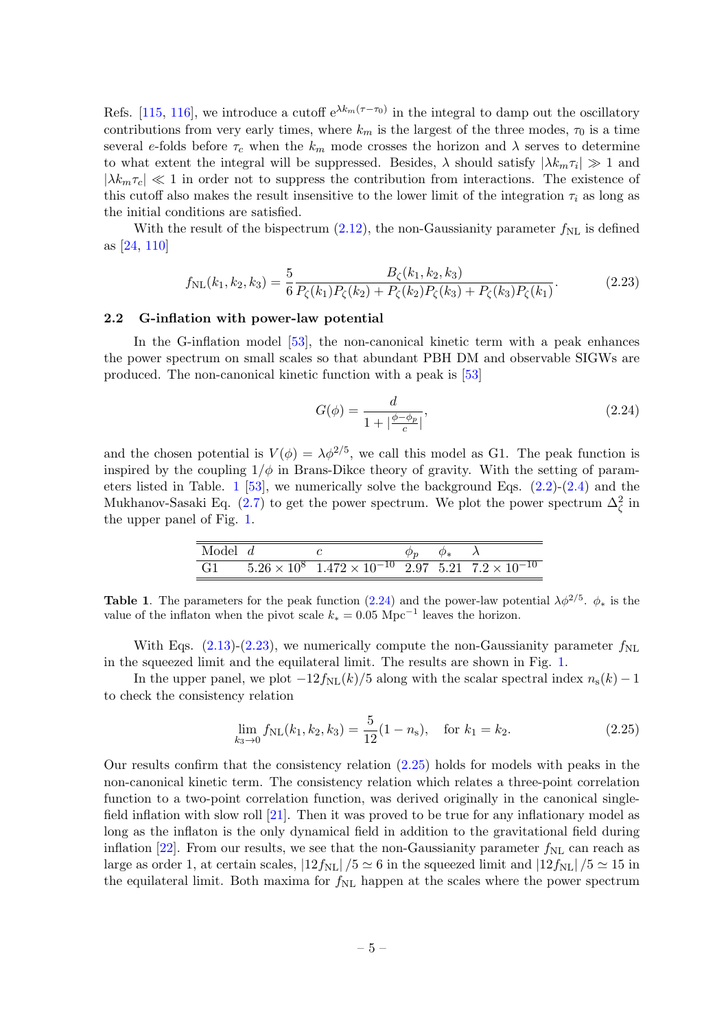Refs. [115, 116], we introduce a cutoff $e^{\lambda k_m(\tau-\tau_0)}$ in the integral to damp out the oscillatory contributions from very early times, where $k_m$ is the largest of the three modes, $\tau_0$ is a time several $e$-folds before $\tau_c$ when the $k_m$ mode crosses the horizon and $\lambda$ serves to determine to what extent the integral will be suppressed. Besides, $\lambda$ should satisfy $|\lambda k_m \tau_i| \gg 1$ and $|\lambda k_m \tau_c| \ll 1$ in order not to suppress the contribution from interactions. The existence of this cutoff also makes the result insensitive to the lower limit of the integration $\tau_i$ as long as the initial conditions are satisfied.

With the result of the bispectrum (2.12), the non-Gaussianity parameter $f_{\rm NL}$ is defined as [24, 110]

$$f_{\rm NL}(k_1,k_2,k_3) = \frac{5}{6}\frac{B_\zeta(k_1,k_2,k_3)}{P_\zeta(k_1)P_\zeta(k_2)+P_\zeta(k_2)P_\zeta(k_3)+P_\zeta(k_3)P_\zeta(k_1)}. \tag{2.23}$$

### 2.2 G-inflation with power-law potential

In the G-inflation model [53], the non-canonical kinetic term with a peak enhances the power spectrum on small scales so that abundant PBH DM and observable SIGWs are produced. The non-canonical kinetic function with a peak is [53]

$$G(\phi) = \frac{d}{1+|\frac{\phi-\phi_p}{c}|}, \tag{2.24}$$

and the chosen potential is $V(\phi) = \lambda\phi^{2/5}$, we call this model as G1. The peak function is inspired by the coupling $1/\phi$ in Brans-Dikce theory of gravity. With the setting of parameters listed in Table. 1 [53], we numerically solve the background Eqs. (2.2)-(2.4) and the Mukhanov-Sasaki Eq. (2.7) to get the power spectrum. We plot the power spectrum $\Delta^2_\zeta$ in the upper panel of Fig. 1.

| Model | $d$ | $c$ | $\phi_p$ | $\phi_*$ | $\lambda$ |
|---|---|---|---|---|---|
| G1 | $5.26\times10^8$ | $1.472\times10^{-10}$ | 2.97 | 5.21 | $7.2\times10^{-10}$ |

**Table 1**. The parameters for the peak function (2.24) and the power-law potential $\lambda\phi^{2/5}$. $\phi_*$ is the value of the inflaton when the pivot scale $k_* = 0.05$ Mpc$^{-1}$ leaves the horizon.

With Eqs. (2.13)-(2.23), we numerically compute the non-Gaussianity parameter $f_{\rm NL}$ in the squeezed limit and the equilateral limit. The results are shown in Fig. 1.

In the upper panel, we plot $-12f_{\rm NL}(k)/5$ along with the scalar spectral index $n_{\rm s}(k)-1$ to check the consistency relation

$$\lim_{k_3\to0} f_{\rm NL}(k_1,k_2,k_3) = \frac{5}{12}(1-n_{\rm s}), \quad \text{for } k_1=k_2. \tag{2.25}$$

Our results confirm that the consistency relation (2.25) holds for models with peaks in the non-canonical kinetic term. The consistency relation which relates a three-point correlation function to a two-point correlation function, was derived originally in the canonical single-field inflation with slow roll [21]. Then it was proved to be true for any inflationary model as long as the inflaton is the only dynamical field in addition to the gravitational field during inflation [22]. From our results, we see that the non-Gaussianity parameter $f_{\rm NL}$ can reach as large as order 1, at certain scales, $|12f_{\rm NL}|/5 \simeq 6$ in the squeezed limit and $|12f_{\rm NL}|/5 \simeq 15$ in the equilateral limit. Both maxima for $f_{\rm NL}$ happen at the scales where the power spectrum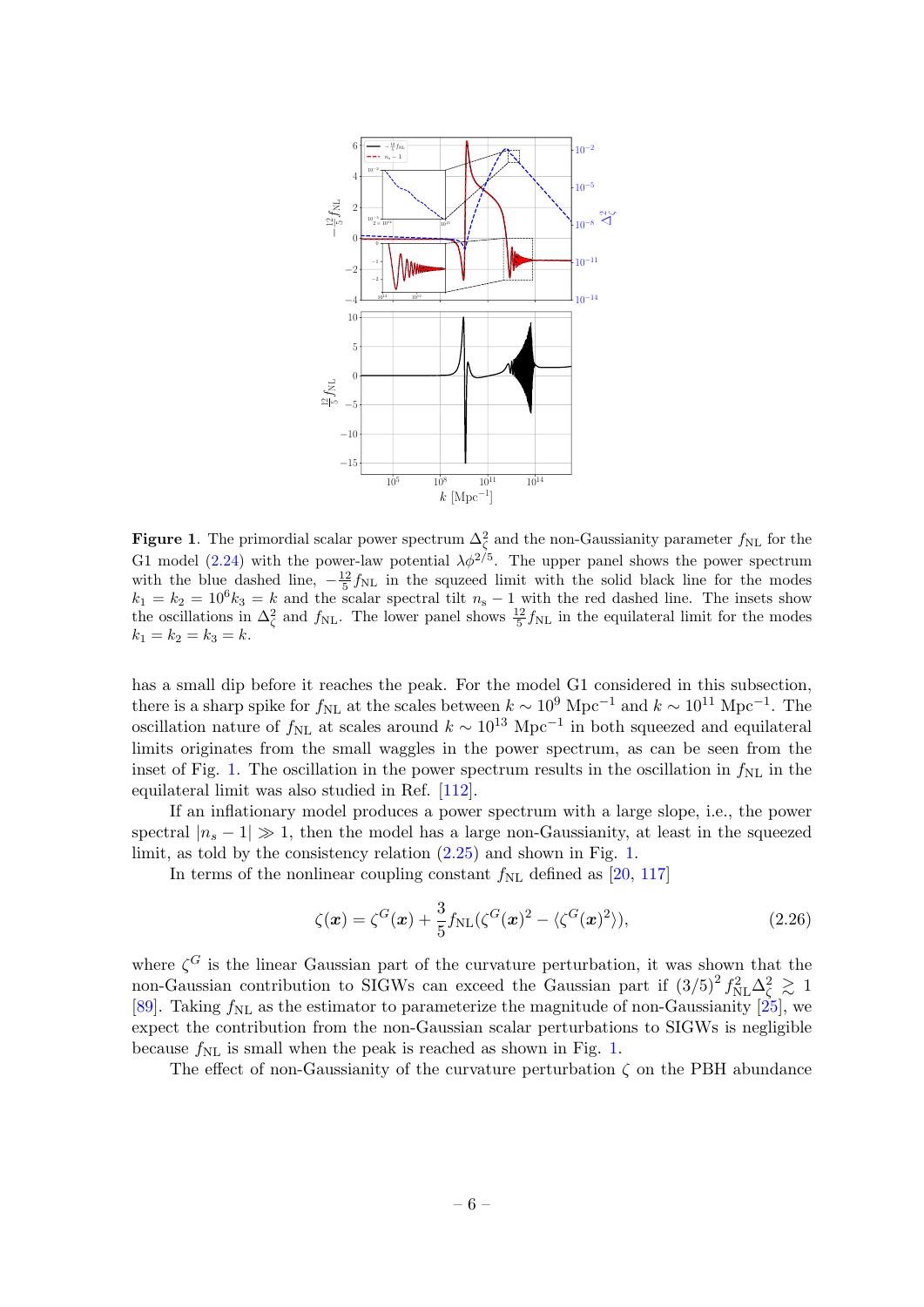**Figure 1**. The primordial scalar power spectrum $\Delta^2_\zeta$ and the non-Gaussianity parameter $f_{\rm NL}$ for the G1 model (2.24) with the power-law potential $\lambda\phi^{2/5}$. The upper panel shows the power spectrum with the blue dashed line, $-\frac{12}{5}f_{\rm NL}$ in the squzeed limit with the solid black line for the modes $k_1 = k_2 = 10^6 k_3 = k$ and the scalar spectral tilt $n_s - 1$ with the red dashed line. The insets show the oscillations in $\Delta^2_\zeta$ and $f_{\rm NL}$. The lower panel shows $\frac{12}{5}f_{\rm NL}$ in the equilateral limit for the modes $k_1 = k_2 = k_3 = k$.

has a small dip before it reaches the peak. For the model G1 considered in this subsection, there is a sharp spike for $f_{\rm NL}$ at the scales between $k \sim 10^9$ Mpc$^{-1}$ and $k \sim 10^{11}$ Mpc$^{-1}$. The oscillation nature of $f_{\rm NL}$ at scales around $k \sim 10^{13}$ Mpc$^{-1}$ in both squeezed and equilateral limits originates from the small waggles in the power spectrum, as can be seen from the inset of Fig. 1. The oscillation in the power spectrum results in the oscillation in $f_{\rm NL}$ in the equilateral limit was also studied in Ref. [112].

If an inflationary model produces a power spectrum with a large slope, i.e., the power spectral $|n_s - 1| \gg 1$, then the model has a large non-Gaussianity, at least in the squeezed limit, as told by the consistency relation (2.25) and shown in Fig. 1.

In terms of the nonlinear coupling constant $f_{\rm NL}$ defined as [20, 117]

$$\zeta(\boldsymbol{x}) = \zeta^G(\boldsymbol{x}) + \frac{3}{5}f_{\rm NL}(\zeta^G(\boldsymbol{x})^2 - \langle\zeta^G(\boldsymbol{x})^2\rangle), \tag{2.26}$$

where $\zeta^G$ is the linear Gaussian part of the curvature perturbation, it was shown that the non-Gaussian contribution to SIGWs can exceed the Gaussian part if $(3/5)^2 f_{\rm NL}^2 \Delta^2_\zeta \gtrsim 1$ [89]. Taking $f_{\rm NL}$ as the estimator to parameterize the magnitude of non-Gaussianity [25], we expect the contribution from the non-Gaussian scalar perturbations to SIGWs is negligible because $f_{\rm NL}$ is small when the peak is reached as shown in Fig. 1.

The effect of non-Gaussianity of the curvature perturbation $\zeta$ on the PBH abundance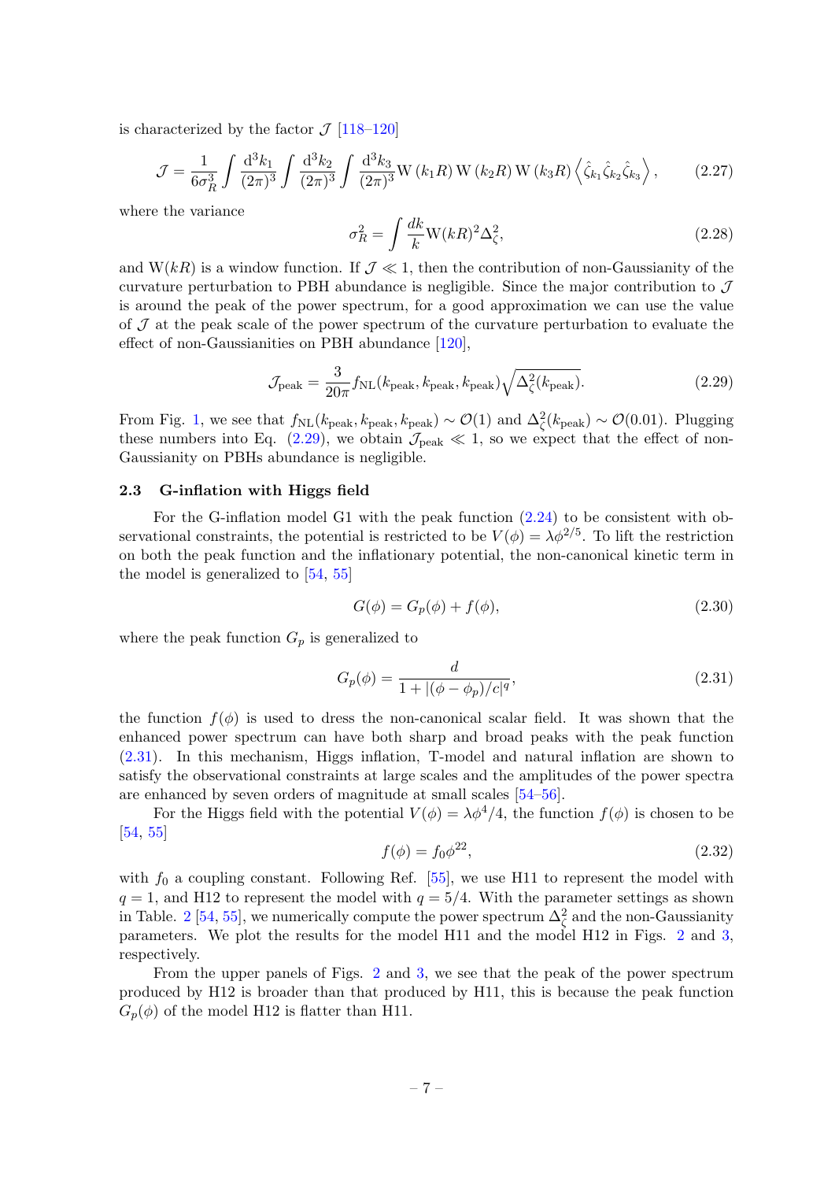is characterized by the factor $\mathcal{J}$ [118–120]

$$\mathcal{J} = \frac{1}{6\sigma_R^3}\int \frac{\mathrm{d}^3 k_1}{(2\pi)^3}\int \frac{\mathrm{d}^3 k_2}{(2\pi)^3}\int \frac{\mathrm{d}^3 k_3}{(2\pi)^3} \mathrm{W}\left(k_1 R\right)\mathrm{W}\left(k_2 R\right)\mathrm{W}\left(k_3 R\right)\left\langle \hat{\zeta}_{k_1}\hat{\zeta}_{k_2}\hat{\zeta}_{k_3}\right\rangle, \tag{2.27}$$

where the variance

$$\sigma_R^2 = \int \frac{dk}{k}\mathrm{W}(kR)^2\Delta_\zeta^2, \tag{2.28}$$

and $\mathrm{W}(kR)$ is a window function. If $\mathcal{J} \ll 1$, then the contribution of non-Gaussianity of the curvature perturbation to PBH abundance is negligible. Since the major contribution to $\mathcal{J}$ is around the peak of the power spectrum, for a good approximation we can use the value of $\mathcal{J}$ at the peak scale of the power spectrum of the curvature perturbation to evaluate the effect of non-Gaussianities on PBH abundance [120],

$$\mathcal{J}_{\text{peak}} = \frac{3}{20\pi} f_{\text{NL}}(k_{\text{peak}}, k_{\text{peak}}, k_{\text{peak}})\sqrt{\Delta_\zeta^2(k_{\text{peak}})}. \tag{2.29}$$

From Fig. 1, we see that $f_{\text{NL}}(k_{\text{peak}}, k_{\text{peak}}, k_{\text{peak}}) \sim \mathcal{O}(1)$ and $\Delta_\zeta^2(k_{\text{peak}}) \sim \mathcal{O}(0.01)$. Plugging these numbers into Eq. (2.29), we obtain $\mathcal{J}_{\text{peak}} \ll 1$, so we expect that the effect of non-Gaussianity on PBHs abundance is negligible.

### 2.3 G-inflation with Higgs field

For the G-inflation model G1 with the peak function (2.24) to be consistent with observational constraints, the potential is restricted to be $V(\phi) = \lambda\phi^{2/5}$. To lift the restriction on both the peak function and the inflationary potential, the non-canonical kinetic term in the model is generalized to [54, 55]

$$G(\phi) = G_p(\phi) + f(\phi), \tag{2.30}$$

where the peak function $G_p$ is generalized to

$$G_p(\phi) = \frac{d}{1 + |(\phi - \phi_p)/c|^q}, \tag{2.31}$$

the function $f(\phi)$ is used to dress the non-canonical scalar field. It was shown that the enhanced power spectrum can have both sharp and broad peaks with the peak function (2.31). In this mechanism, Higgs inflation, T-model and natural inflation are shown to satisfy the observational constraints at large scales and the amplitudes of the power spectra are enhanced by seven orders of magnitude at small scales [54–56].

For the Higgs field with the potential $V(\phi) = \lambda\phi^4/4$, the function $f(\phi)$ is chosen to be [54, 55]

$$f(\phi) = f_0\phi^{22}, \tag{2.32}$$

with $f_0$ a coupling constant. Following Ref. [55], we use H11 to represent the model with $q = 1$, and H12 to represent the model with $q = 5/4$. With the parameter settings as shown in Table. 2 [54, 55], we numerically compute the power spectrum $\Delta_\zeta^2$ and the non-Gaussianity parameters. We plot the results for the model H11 and the model H12 in Figs. 2 and 3, respectively.

From the upper panels of Figs. 2 and 3, we see that the peak of the power spectrum produced by H12 is broader than that produced by H11, this is because the peak function $G_p(\phi)$ of the model H12 is flatter than H11.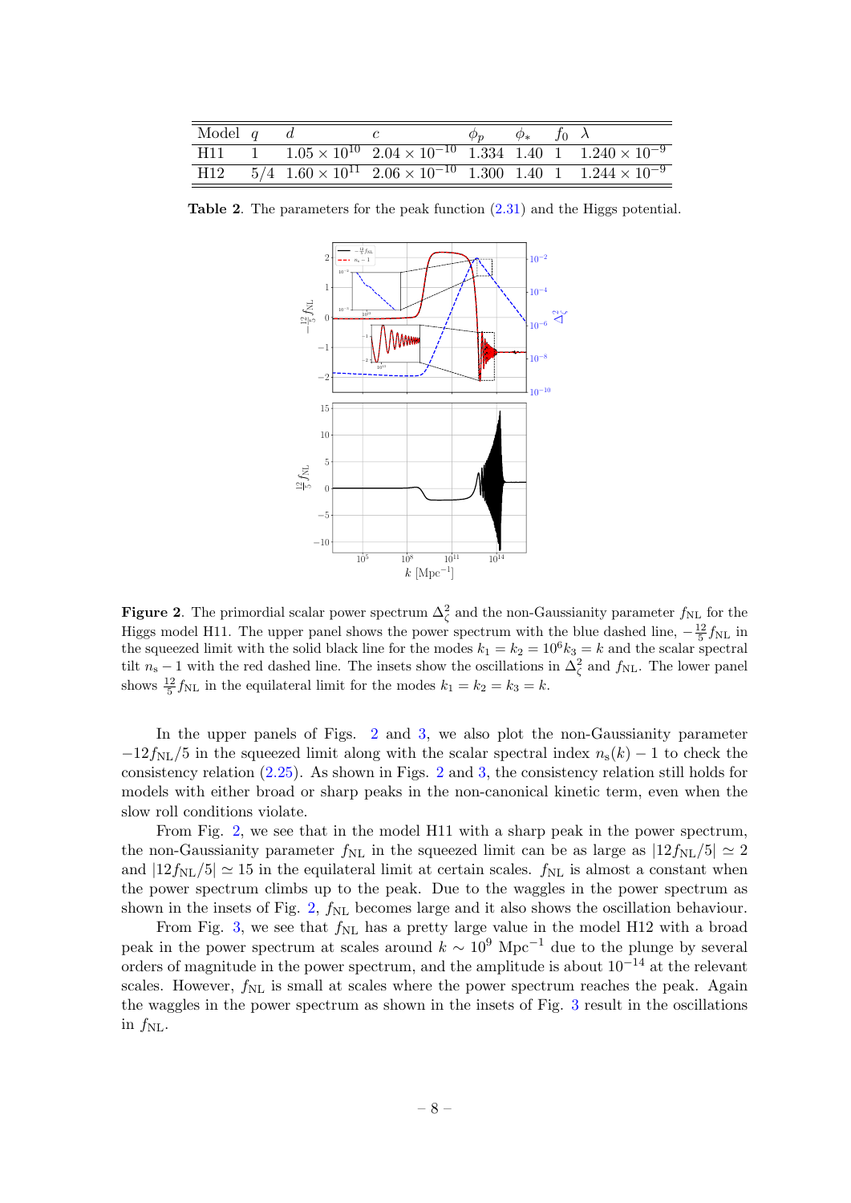| Model | $q$ | $d$ | $c$ | $\phi_p$ | $\phi_*$ | $f_0$ | $\lambda$ |
|---|---|---|---|---|---|---|---|
| H11 | 1 | $1.05 \times 10^{10}$ | $2.04 \times 10^{-10}$ | 1.334 | 1.40 | 1 | $1.240 \times 10^{-9}$ |
| H12 | 5/4 | $1.60 \times 10^{11}$ | $2.06 \times 10^{-10}$ | 1.300 | 1.40 | 1 | $1.244 \times 10^{-9}$ |

**Table 2**. The parameters for the peak function (2.31) and the Higgs potential.

**Figure 2**. The primordial scalar power spectrum $\Delta^2_\zeta$ and the non-Gaussianity parameter $f_{\rm NL}$ for the Higgs model H11. The upper panel shows the power spectrum with the blue dashed line, $-\frac{12}{5}f_{\rm NL}$ in the squeezed limit with the solid black line for the modes $k_1 = k_2 = 10^6 k_3 = k$ and the scalar spectral tilt $n_{\rm s} - 1$ with the red dashed line. The insets show the oscillations in $\Delta^2_\zeta$ and $f_{\rm NL}$. The lower panel shows $\frac{12}{5}f_{\rm NL}$ in the equilateral limit for the modes $k_1 = k_2 = k_3 = k$.

In the upper panels of Figs. 2 and 3, we also plot the non-Gaussianity parameter $-12f_{\rm NL}/5$ in the squeezed limit along with the scalar spectral index $n_{\rm s}(k) - 1$ to check the consistency relation (2.25). As shown in Figs. 2 and 3, the consistency relation still holds for models with either broad or sharp peaks in the non-canonical kinetic term, even when the slow roll conditions violate.

From Fig. 2, we see that in the model H11 with a sharp peak in the power spectrum, the non-Gaussianity parameter $f_{\rm NL}$ in the squeezed limit can be as large as $|12f_{\rm NL}/5| \simeq 2$ and $|12f_{\rm NL}/5| \simeq 15$ in the equilateral limit at certain scales. $f_{\rm NL}$ is almost a constant when the power spectrum climbs up to the peak. Due to the waggles in the power spectrum as shown in the insets of Fig. 2, $f_{\rm NL}$ becomes large and it also shows the oscillation behaviour.

From Fig. 3, we see that $f_{\rm NL}$ has a pretty large value in the model H12 with a broad peak in the power spectrum at scales around $k \sim 10^9$ Mpc$^{-1}$ due to the plunge by several orders of magnitude in the power spectrum, and the amplitude is about $10^{-14}$ at the relevant scales. However, $f_{\rm NL}$ is small at scales where the power spectrum reaches the peak. Again the waggles in the power spectrum as shown in the insets of Fig. 3 result in the oscillations in $f_{\rm NL}$.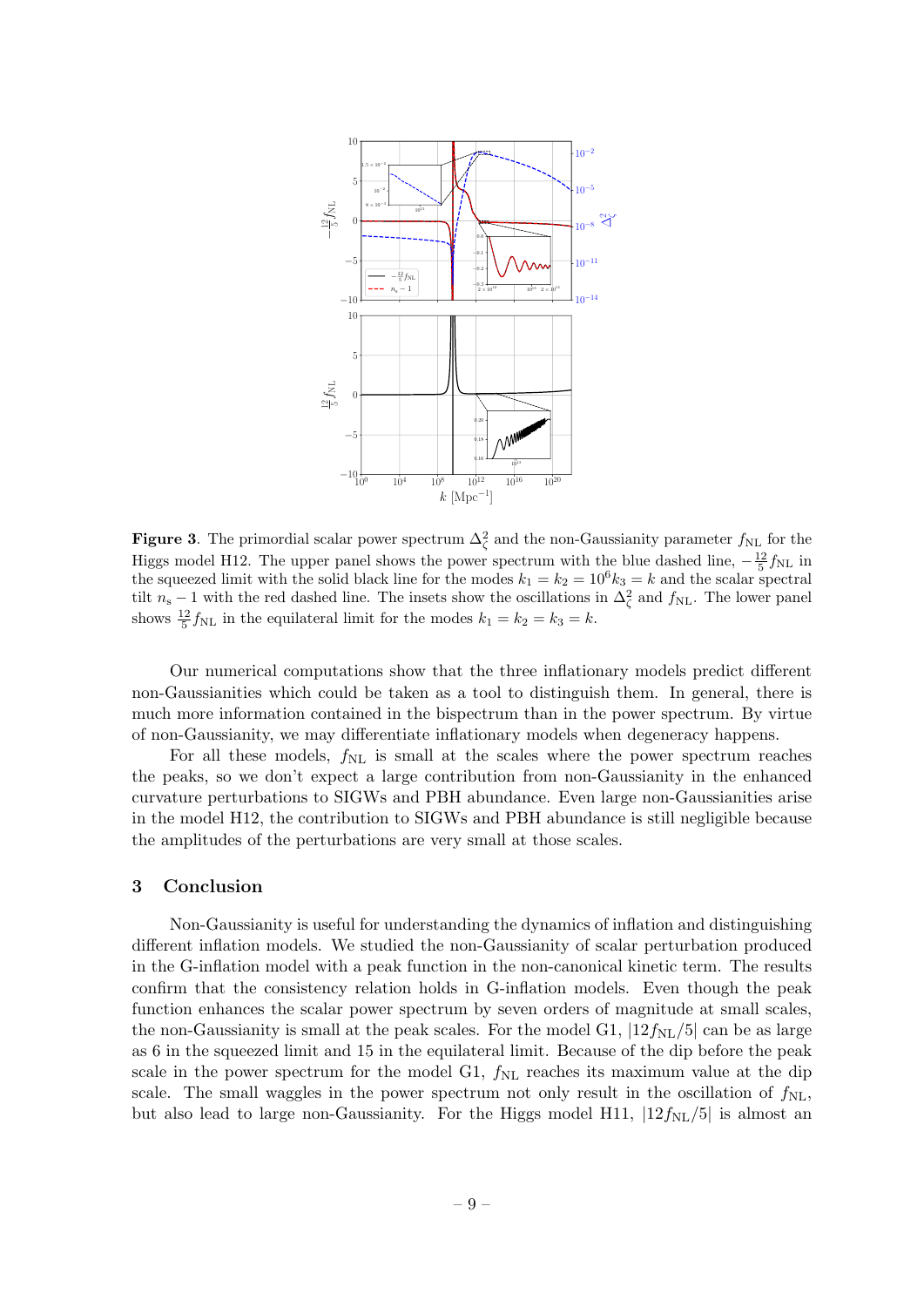**Figure 3**. The primordial scalar power spectrum $\Delta_\zeta^2$ and the non-Gaussianity parameter $f_{\rm NL}$ for the Higgs model H12. The upper panel shows the power spectrum with the blue dashed line, $-\frac{12}{5}f_{\rm NL}$ in the squeezed limit with the solid black line for the modes $k_1 = k_2 = 10^6 k_3 = k$ and the scalar spectral tilt $n_{\rm s} - 1$ with the red dashed line. The insets show the oscillations in $\Delta_\zeta^2$ and $f_{\rm NL}$. The lower panel shows $\frac{12}{5}f_{\rm NL}$ in the equilateral limit for the modes $k_1 = k_2 = k_3 = k$.

Our numerical computations show that the three inflationary models predict different non-Gaussianities which could be taken as a tool to distinguish them. In general, there is much more information contained in the bispectrum than in the power spectrum. By virtue of non-Gaussianity, we may differentiate inflationary models when degeneracy happens.

For all these models, $f_{\rm NL}$ is small at the scales where the power spectrum reaches the peaks, so we don't expect a large contribution from non-Gaussianity in the enhanced curvature perturbations to SIGWs and PBH abundance. Even large non-Gaussianities arise in the model H12, the contribution to SIGWs and PBH abundance is still negligible because the amplitudes of the perturbations are very small at those scales.

## 3 Conclusion

Non-Gaussianity is useful for understanding the dynamics of inflation and distinguishing different inflation models. We studied the non-Gaussianity of scalar perturbation produced in the G-inflation model with a peak function in the non-canonical kinetic term. The results confirm that the consistency relation holds in G-inflation models. Even though the peak function enhances the scalar power spectrum by seven orders of magnitude at small scales, the non-Gaussianity is small at the peak scales. For the model G1, $|12f_{\rm NL}/5|$ can be as large as 6 in the squeezed limit and 15 in the equilateral limit. Because of the dip before the peak scale in the power spectrum for the model G1, $f_{\rm NL}$ reaches its maximum value at the dip scale. The small waggles in the power spectrum not only result in the oscillation of $f_{\rm NL}$, but also lead to large non-Gaussianity. For the Higgs model H11, $|12f_{\rm NL}/5|$ is almost an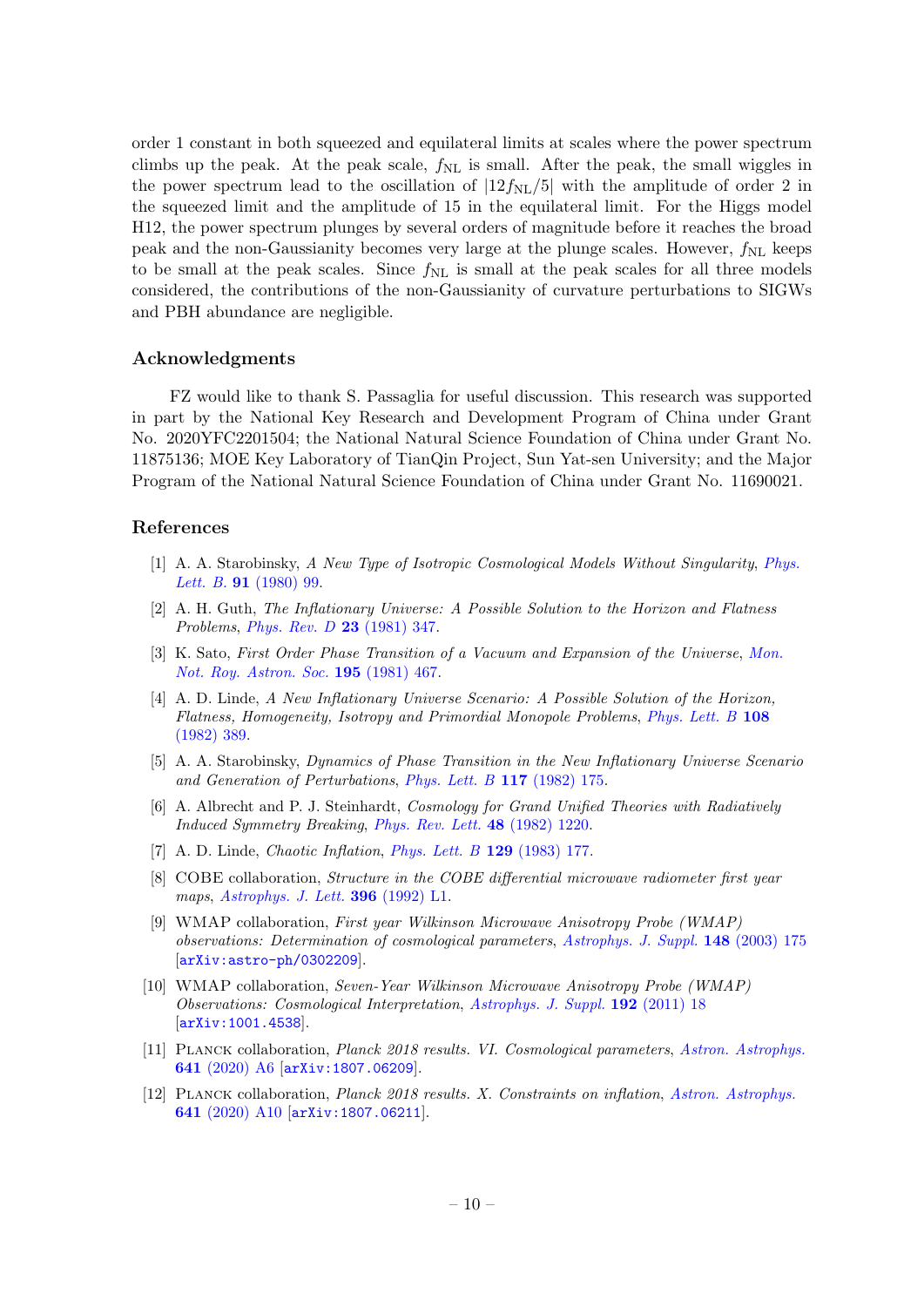order 1 constant in both squeezed and equilateral limits at scales where the power spectrum climbs up the peak. At the peak scale, $f_{\rm NL}$ is small. After the peak, the small wiggles in the power spectrum lead to the oscillation of $|12f_{\rm NL}/5|$ with the amplitude of order 2 in the squeezed limit and the amplitude of 15 in the equilateral limit. For the Higgs model H12, the power spectrum plunges by several orders of magnitude before it reaches the broad peak and the non-Gaussianity becomes very large at the plunge scales. However, $f_{\rm NL}$ keeps to be small at the peak scales. Since $f_{\rm NL}$ is small at the peak scales for all three models considered, the contributions of the non-Gaussianity of curvature perturbations to SIGWs and PBH abundance are negligible.

## Acknowledgments

FZ would like to thank S. Passaglia for useful discussion. This research was supported in part by the National Key Research and Development Program of China under Grant No. 2020YFC2201504; the National Natural Science Foundation of China under Grant No. 11875136; MOE Key Laboratory of TianQin Project, Sun Yat-sen University; and the Major Program of the National Natural Science Foundation of China under Grant No. 11690021.

## References

[1] A. A. Starobinsky, *A New Type of Isotropic Cosmological Models Without Singularity*, *Phys. Lett. B.* **91** (1980) 99.

[2] A. H. Guth, *The Inflationary Universe: A Possible Solution to the Horizon and Flatness Problems*, *Phys. Rev. D* **23** (1981) 347.

[3] K. Sato, *First Order Phase Transition of a Vacuum and Expansion of the Universe*, *Mon. Not. Roy. Astron. Soc.* **195** (1981) 467.

[4] A. D. Linde, *A New Inflationary Universe Scenario: A Possible Solution of the Horizon, Flatness, Homogeneity, Isotropy and Primordial Monopole Problems*, *Phys. Lett. B* **108** (1982) 389.

[5] A. A. Starobinsky, *Dynamics of Phase Transition in the New Inflationary Universe Scenario and Generation of Perturbations*, *Phys. Lett. B* **117** (1982) 175.

[6] A. Albrecht and P. J. Steinhardt, *Cosmology for Grand Unified Theories with Radiatively Induced Symmetry Breaking*, *Phys. Rev. Lett.* **48** (1982) 1220.

[7] A. D. Linde, *Chaotic Inflation*, *Phys. Lett. B* **129** (1983) 177.

[8] COBE collaboration, *Structure in the COBE differential microwave radiometer first year maps*, *Astrophys. J. Lett.* **396** (1992) L1.

[9] WMAP collaboration, *First year Wilkinson Microwave Anisotropy Probe (WMAP) observations: Determination of cosmological parameters*, *Astrophys. J. Suppl.* **148** (2003) 175 [arXiv:astro-ph/0302209].

[10] WMAP collaboration, *Seven-Year Wilkinson Microwave Anisotropy Probe (WMAP) Observations: Cosmological Interpretation*, *Astrophys. J. Suppl.* **192** (2011) 18 [arXiv:1001.4538].

[11] Planck collaboration, *Planck 2018 results. VI. Cosmological parameters*, *Astron. Astrophys.* **641** (2020) A6 [arXiv:1807.06209].

[12] Planck collaboration, *Planck 2018 results. X. Constraints on inflation*, *Astron. Astrophys.* **641** (2020) A10 [arXiv:1807.06211].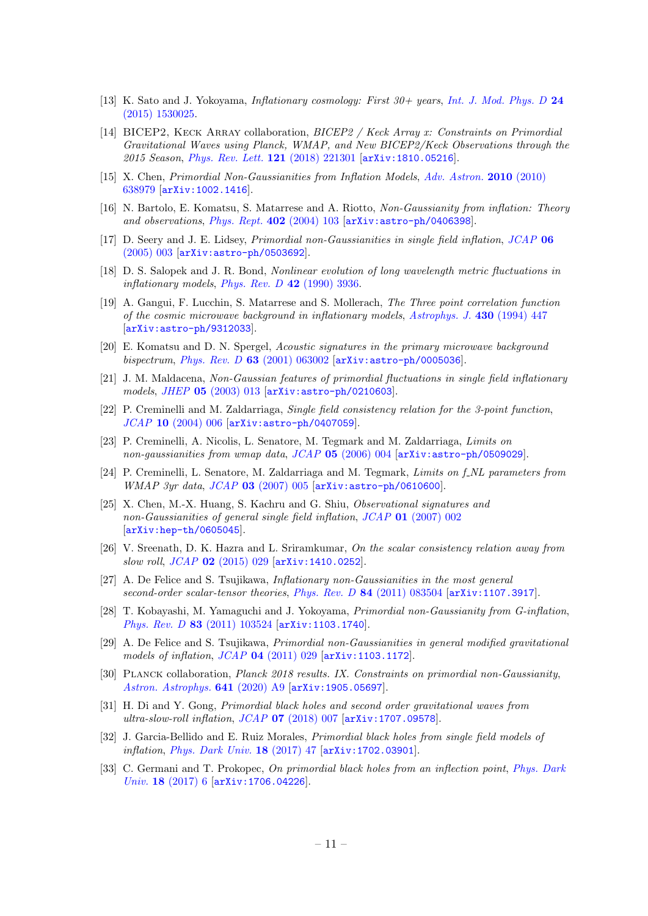[13] K. Sato and J. Yokoyama, *Inflationary cosmology: First 30+ years*, Int. J. Mod. Phys. D **24** (2015) 1530025.

[14] BICEP2, Keck Array collaboration, *BICEP2 / Keck Array x: Constraints on Primordial Gravitational Waves using Planck, WMAP, and New BICEP2/Keck Observations through the 2015 Season*, Phys. Rev. Lett. **121** (2018) 221301 [arXiv:1810.05216].

[15] X. Chen, *Primordial Non-Gaussianities from Inflation Models*, Adv. Astron. **2010** (2010) 638979 [arXiv:1002.1416].

[16] N. Bartolo, E. Komatsu, S. Matarrese and A. Riotto, *Non-Gaussianity from inflation: Theory and observations*, Phys. Rept. **402** (2004) 103 [arXiv:astro-ph/0406398].

[17] D. Seery and J. E. Lidsey, *Primordial non-Gaussianities in single field inflation*, JCAP **06** (2005) 003 [arXiv:astro-ph/0503692].

[18] D. S. Salopek and J. R. Bond, *Nonlinear evolution of long wavelength metric fluctuations in inflationary models*, Phys. Rev. D **42** (1990) 3936.

[19] A. Gangui, F. Lucchin, S. Matarrese and S. Mollerach, *The Three point correlation function of the cosmic microwave background in inflationary models*, Astrophys. J. **430** (1994) 447 [arXiv:astro-ph/9312033].

[20] E. Komatsu and D. N. Spergel, *Acoustic signatures in the primary microwave background bispectrum*, Phys. Rev. D **63** (2001) 063002 [arXiv:astro-ph/0005036].

[21] J. M. Maldacena, *Non-Gaussian features of primordial fluctuations in single field inflationary models*, JHEP **05** (2003) 013 [arXiv:astro-ph/0210603].

[22] P. Creminelli and M. Zaldarriaga, *Single field consistency relation for the 3-point function*, JCAP **10** (2004) 006 [arXiv:astro-ph/0407059].

[23] P. Creminelli, A. Nicolis, L. Senatore, M. Tegmark and M. Zaldarriaga, *Limits on non-gaussianities from wmap data*, JCAP **05** (2006) 004 [arXiv:astro-ph/0509029].

[24] P. Creminelli, L. Senatore, M. Zaldarriaga and M. Tegmark, *Limits on f_NL parameters from WMAP 3yr data*, JCAP **03** (2007) 005 [arXiv:astro-ph/0610600].

[25] X. Chen, M.-X. Huang, S. Kachru and G. Shiu, *Observational signatures and non-Gaussianities of general single field inflation*, JCAP **01** (2007) 002 [arXiv:hep-th/0605045].

[26] V. Sreenath, D. K. Hazra and L. Sriramkumar, *On the scalar consistency relation away from slow roll*, JCAP **02** (2015) 029 [arXiv:1410.0252].

[27] A. De Felice and S. Tsujikawa, *Inflationary non-Gaussianities in the most general second-order scalar-tensor theories*, Phys. Rev. D **84** (2011) 083504 [arXiv:1107.3917].

[28] T. Kobayashi, M. Yamaguchi and J. Yokoyama, *Primordial non-Gaussianity from G-inflation*, Phys. Rev. D **83** (2011) 103524 [arXiv:1103.1740].

[29] A. De Felice and S. Tsujikawa, *Primordial non-Gaussianities in general modified gravitational models of inflation*, JCAP **04** (2011) 029 [arXiv:1103.1172].

[30] Planck collaboration, *Planck 2018 results. IX. Constraints on primordial non-Gaussianity*, Astron. Astrophys. **641** (2020) A9 [arXiv:1905.05697].

[31] H. Di and Y. Gong, *Primordial black holes and second order gravitational waves from ultra-slow-roll inflation*, JCAP **07** (2018) 007 [arXiv:1707.09578].

[32] J. Garcia-Bellido and E. Ruiz Morales, *Primordial black holes from single field models of inflation*, Phys. Dark Univ. **18** (2017) 47 [arXiv:1702.03901].

[33] C. Germani and T. Prokopec, *On primordial black holes from an inflection point*, Phys. Dark Univ. **18** (2017) 6 [arXiv:1706.04226].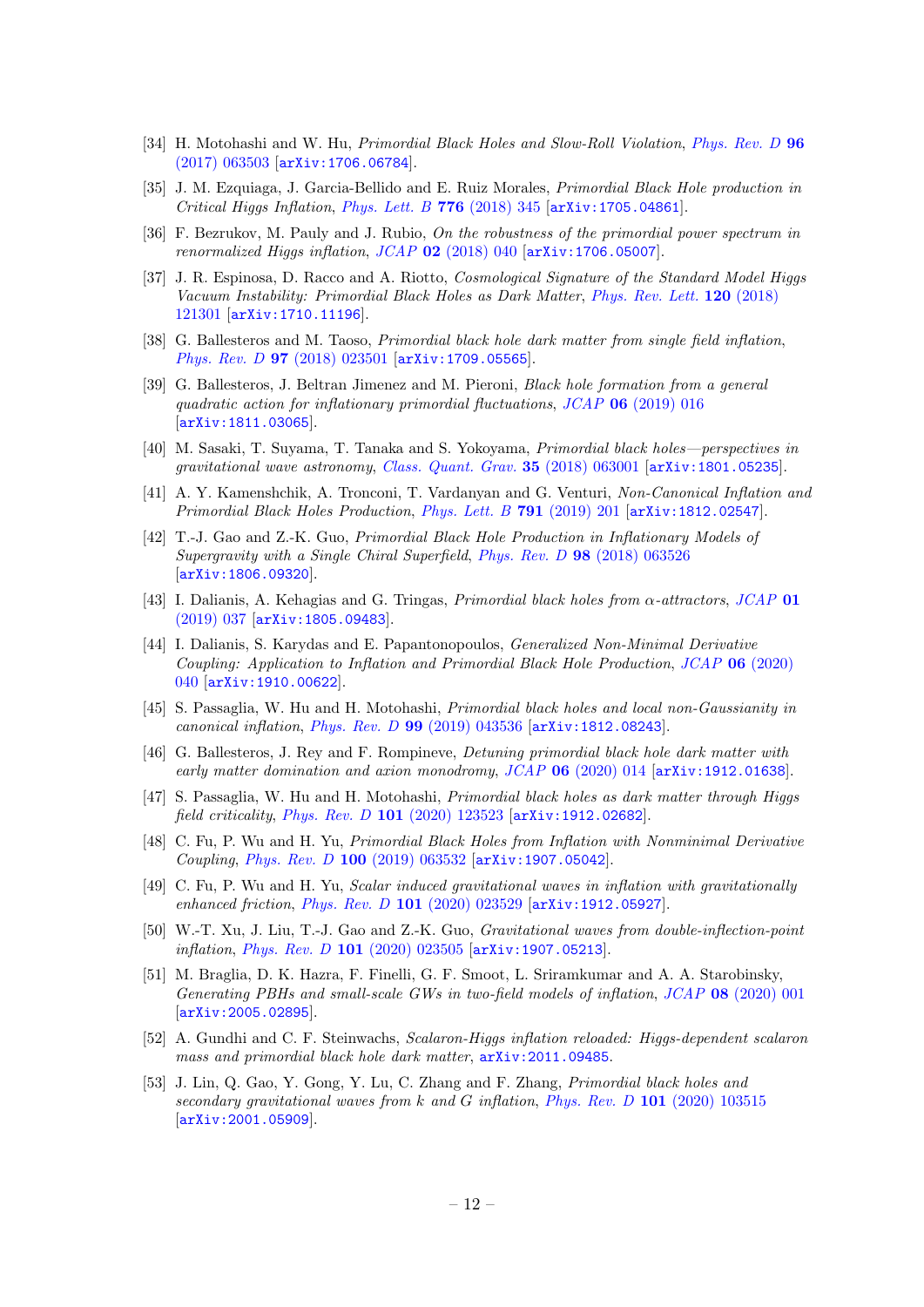- [34] H. Motohashi and W. Hu, *Primordial Black Holes and Slow-Roll Violation*, Phys. Rev. D **96** (2017) 063503 [arXiv:1706.06784].
- [35] J. M. Ezquiaga, J. Garcia-Bellido and E. Ruiz Morales, *Primordial Black Hole production in Critical Higgs Inflation*, Phys. Lett. B **776** (2018) 345 [arXiv:1705.04861].
- [36] F. Bezrukov, M. Pauly and J. Rubio, *On the robustness of the primordial power spectrum in renormalized Higgs inflation*, JCAP **02** (2018) 040 [arXiv:1706.05007].
- [37] J. R. Espinosa, D. Racco and A. Riotto, *Cosmological Signature of the Standard Model Higgs Vacuum Instability: Primordial Black Holes as Dark Matter*, Phys. Rev. Lett. **120** (2018) 121301 [arXiv:1710.11196].
- [38] G. Ballesteros and M. Taoso, *Primordial black hole dark matter from single field inflation*, Phys. Rev. D **97** (2018) 023501 [arXiv:1709.05565].
- [39] G. Ballesteros, J. Beltran Jimenez and M. Pieroni, *Black hole formation from a general quadratic action for inflationary primordial fluctuations*, JCAP **06** (2019) 016 [arXiv:1811.03065].
- [40] M. Sasaki, T. Suyama, T. Tanaka and S. Yokoyama, *Primordial black holes—perspectives in gravitational wave astronomy*, Class. Quant. Grav. **35** (2018) 063001 [arXiv:1801.05235].
- [41] A. Y. Kamenshchik, A. Tronconi, T. Vardanyan and G. Venturi, *Non-Canonical Inflation and Primordial Black Holes Production*, Phys. Lett. B **791** (2019) 201 [arXiv:1812.02547].
- [42] T.-J. Gao and Z.-K. Guo, *Primordial Black Hole Production in Inflationary Models of Supergravity with a Single Chiral Superfield*, Phys. Rev. D **98** (2018) 063526 [arXiv:1806.09320].
- [43] I. Dalianis, A. Kehagias and G. Tringas, *Primordial black holes from $\alpha$-attractors*, JCAP **01** (2019) 037 [arXiv:1805.09483].
- [44] I. Dalianis, S. Karydas and E. Papantonopoulos, *Generalized Non-Minimal Derivative Coupling: Application to Inflation and Primordial Black Hole Production*, JCAP **06** (2020) 040 [arXiv:1910.00622].
- [45] S. Passaglia, W. Hu and H. Motohashi, *Primordial black holes and local non-Gaussianity in canonical inflation*, Phys. Rev. D **99** (2019) 043536 [arXiv:1812.08243].
- [46] G. Ballesteros, J. Rey and F. Rompineve, *Detuning primordial black hole dark matter with early matter domination and axion monodromy*, JCAP **06** (2020) 014 [arXiv:1912.01638].
- [47] S. Passaglia, W. Hu and H. Motohashi, *Primordial black holes as dark matter through Higgs field criticality*, Phys. Rev. D **101** (2020) 123523 [arXiv:1912.02682].
- [48] C. Fu, P. Wu and H. Yu, *Primordial Black Holes from Inflation with Nonminimal Derivative Coupling*, Phys. Rev. D **100** (2019) 063532 [arXiv:1907.05042].
- [49] C. Fu, P. Wu and H. Yu, *Scalar induced gravitational waves in inflation with gravitationally enhanced friction*, Phys. Rev. D **101** (2020) 023529 [arXiv:1912.05927].
- [50] W.-T. Xu, J. Liu, T.-J. Gao and Z.-K. Guo, *Gravitational waves from double-inflection-point inflation*, Phys. Rev. D **101** (2020) 023505 [arXiv:1907.05213].
- [51] M. Braglia, D. K. Hazra, F. Finelli, G. F. Smoot, L. Sriramkumar and A. A. Starobinsky, *Generating PBHs and small-scale GWs in two-field models of inflation*, JCAP **08** (2020) 001 [arXiv:2005.02895].
- [52] A. Gundhi and C. F. Steinwachs, *Scalaron-Higgs inflation reloaded: Higgs-dependent scalaron mass and primordial black hole dark matter*, arXiv:2011.09485.
- [53] J. Lin, Q. Gao, Y. Gong, Y. Lu, C. Zhang and F. Zhang, *Primordial black holes and secondary gravitational waves from k and G inflation*, Phys. Rev. D **101** (2020) 103515 [arXiv:2001.05909].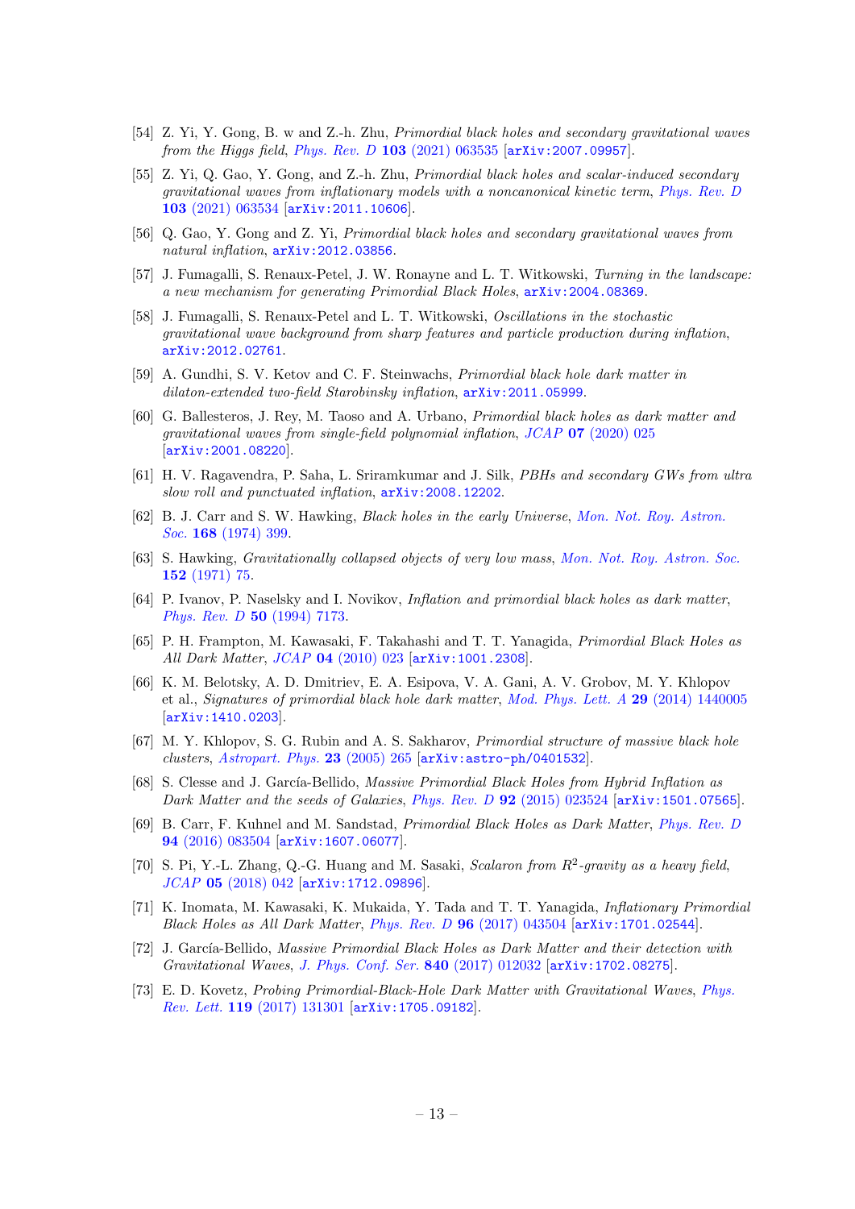[54] Z. Yi, Y. Gong, B. w and Z.-h. Zhu, *Primordial black holes and secondary gravitational waves from the Higgs field*, Phys. Rev. D **103** (2021) 063535 [arXiv:2007.09957].

[55] Z. Yi, Q. Gao, Y. Gong, and Z.-h. Zhu, *Primordial black holes and scalar-induced secondary gravitational waves from inflationary models with a noncanonical kinetic term*, Phys. Rev. D **103** (2021) 063534 [arXiv:2011.10606].

[56] Q. Gao, Y. Gong and Z. Yi, *Primordial black holes and secondary gravitational waves from natural inflation*, arXiv:2012.03856.

[57] J. Fumagalli, S. Renaux-Petel, J. W. Ronayne and L. T. Witkowski, *Turning in the landscape: a new mechanism for generating Primordial Black Holes*, arXiv:2004.08369.

[58] J. Fumagalli, S. Renaux-Petel and L. T. Witkowski, *Oscillations in the stochastic gravitational wave background from sharp features and particle production during inflation*, arXiv:2012.02761.

[59] A. Gundhi, S. V. Ketov and C. F. Steinwachs, *Primordial black hole dark matter in dilaton-extended two-field Starobinsky inflation*, arXiv:2011.05999.

[60] G. Ballesteros, J. Rey, M. Taoso and A. Urbano, *Primordial black holes as dark matter and gravitational waves from single-field polynomial inflation*, JCAP **07** (2020) 025 [arXiv:2001.08220].

[61] H. V. Ragavendra, P. Saha, L. Sriramkumar and J. Silk, *PBHs and secondary GWs from ultra slow roll and punctuated inflation*, arXiv:2008.12202.

[62] B. J. Carr and S. W. Hawking, *Black holes in the early Universe*, Mon. Not. Roy. Astron. Soc. **168** (1974) 399.

[63] S. Hawking, *Gravitationally collapsed objects of very low mass*, Mon. Not. Roy. Astron. Soc. **152** (1971) 75.

[64] P. Ivanov, P. Naselsky and I. Novikov, *Inflation and primordial black holes as dark matter*, Phys. Rev. D **50** (1994) 7173.

[65] P. H. Frampton, M. Kawasaki, F. Takahashi and T. T. Yanagida, *Primordial Black Holes as All Dark Matter*, JCAP **04** (2010) 023 [arXiv:1001.2308].

[66] K. M. Belotsky, A. D. Dmitriev, E. A. Esipova, V. A. Gani, A. V. Grobov, M. Y. Khlopov et al., *Signatures of primordial black hole dark matter*, Mod. Phys. Lett. A **29** (2014) 1440005 [arXiv:1410.0203].

[67] M. Y. Khlopov, S. G. Rubin and A. S. Sakharov, *Primordial structure of massive black hole clusters*, Astropart. Phys. **23** (2005) 265 [arXiv:astro-ph/0401532].

[68] S. Clesse and J. García-Bellido, *Massive Primordial Black Holes from Hybrid Inflation as Dark Matter and the seeds of Galaxies*, Phys. Rev. D **92** (2015) 023524 [arXiv:1501.07565].

[69] B. Carr, F. Kuhnel and M. Sandstad, *Primordial Black Holes as Dark Matter*, Phys. Rev. D **94** (2016) 083504 [arXiv:1607.06077].

[70] S. Pi, Y.-L. Zhang, Q.-G. Huang and M. Sasaki, *Scalaron from $R^2$-gravity as a heavy field*, JCAP **05** (2018) 042 [arXiv:1712.09896].

[71] K. Inomata, M. Kawasaki, K. Mukaida, Y. Tada and T. T. Yanagida, *Inflationary Primordial Black Holes as All Dark Matter*, Phys. Rev. D **96** (2017) 043504 [arXiv:1701.02544].

[72] J. García-Bellido, *Massive Primordial Black Holes as Dark Matter and their detection with Gravitational Waves*, J. Phys. Conf. Ser. **840** (2017) 012032 [arXiv:1702.08275].

[73] E. D. Kovetz, *Probing Primordial-Black-Hole Dark Matter with Gravitational Waves*, Phys. Rev. Lett. **119** (2017) 131301 [arXiv:1705.09182].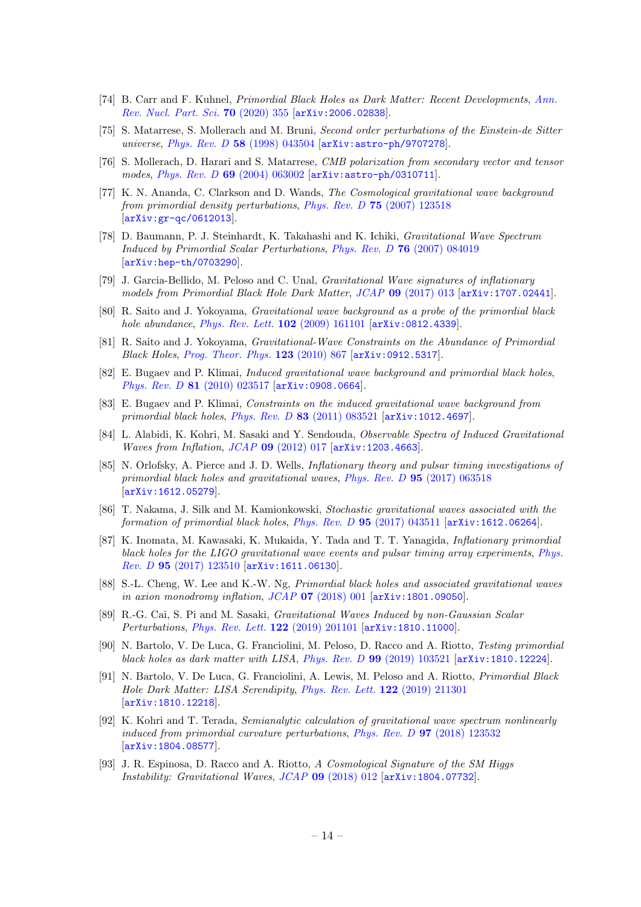[74] B. Carr and F. Kuhnel, *Primordial Black Holes as Dark Matter: Recent Developments*, *Ann. Rev. Nucl. Part. Sci.* **70** (2020) 355 [arXiv:2006.02838].

[75] S. Matarrese, S. Mollerach and M. Bruni, *Second order perturbations of the Einstein-de Sitter universe*, *Phys. Rev. D* **58** (1998) 043504 [arXiv:astro-ph/9707278].

[76] S. Mollerach, D. Harari and S. Matarrese, *CMB polarization from secondary vector and tensor modes*, *Phys. Rev. D* **69** (2004) 063002 [arXiv:astro-ph/0310711].

[77] K. N. Ananda, C. Clarkson and D. Wands, *The Cosmological gravitational wave background from primordial density perturbations*, *Phys. Rev. D* **75** (2007) 123518 [arXiv:gr-qc/0612013].

[78] D. Baumann, P. J. Steinhardt, K. Takahashi and K. Ichiki, *Gravitational Wave Spectrum Induced by Primordial Scalar Perturbations*, *Phys. Rev. D* **76** (2007) 084019 [arXiv:hep-th/0703290].

[79] J. Garcia-Bellido, M. Peloso and C. Unal, *Gravitational Wave signatures of inflationary models from Primordial Black Hole Dark Matter*, *JCAP* **09** (2017) 013 [arXiv:1707.02441].

[80] R. Saito and J. Yokoyama, *Gravitational wave background as a probe of the primordial black hole abundance*, *Phys. Rev. Lett.* **102** (2009) 161101 [arXiv:0812.4339].

[81] R. Saito and J. Yokoyama, *Gravitational-Wave Constraints on the Abundance of Primordial Black Holes*, *Prog. Theor. Phys.* **123** (2010) 867 [arXiv:0912.5317].

[82] E. Bugaev and P. Klimai, *Induced gravitational wave background and primordial black holes*, *Phys. Rev. D* **81** (2010) 023517 [arXiv:0908.0664].

[83] E. Bugaev and P. Klimai, *Constraints on the induced gravitational wave background from primordial black holes*, *Phys. Rev. D* **83** (2011) 083521 [arXiv:1012.4697].

[84] L. Alabidi, K. Kohri, M. Sasaki and Y. Sendouda, *Observable Spectra of Induced Gravitational Waves from Inflation*, *JCAP* **09** (2012) 017 [arXiv:1203.4663].

[85] N. Orlofsky, A. Pierce and J. D. Wells, *Inflationary theory and pulsar timing investigations of primordial black holes and gravitational waves*, *Phys. Rev. D* **95** (2017) 063518 [arXiv:1612.05279].

[86] T. Nakama, J. Silk and M. Kamionkowski, *Stochastic gravitational waves associated with the formation of primordial black holes*, *Phys. Rev. D* **95** (2017) 043511 [arXiv:1612.06264].

[87] K. Inomata, M. Kawasaki, K. Mukaida, Y. Tada and T. T. Yanagida, *Inflationary primordial black holes for the LIGO gravitational wave events and pulsar timing array experiments*, *Phys. Rev. D* **95** (2017) 123510 [arXiv:1611.06130].

[88] S.-L. Cheng, W. Lee and K.-W. Ng, *Primordial black holes and associated gravitational waves in axion monodromy inflation*, *JCAP* **07** (2018) 001 [arXiv:1801.09050].

[89] R.-G. Cai, S. Pi and M. Sasaki, *Gravitational Waves Induced by non-Gaussian Scalar Perturbations*, *Phys. Rev. Lett.* **122** (2019) 201101 [arXiv:1810.11000].

[90] N. Bartolo, V. De Luca, G. Franciolini, M. Peloso, D. Racco and A. Riotto, *Testing primordial black holes as dark matter with LISA*, *Phys. Rev. D* **99** (2019) 103521 [arXiv:1810.12224].

[91] N. Bartolo, V. De Luca, G. Franciolini, A. Lewis, M. Peloso and A. Riotto, *Primordial Black Hole Dark Matter: LISA Serendipity*, *Phys. Rev. Lett.* **122** (2019) 211301 [arXiv:1810.12218].

[92] K. Kohri and T. Terada, *Semianalytic calculation of gravitational wave spectrum nonlinearly induced from primordial curvature perturbations*, *Phys. Rev. D* **97** (2018) 123532 [arXiv:1804.08577].

[93] J. R. Espinosa, D. Racco and A. Riotto, *A Cosmological Signature of the SM Higgs Instability: Gravitational Waves*, *JCAP* **09** (2018) 012 [arXiv:1804.07732].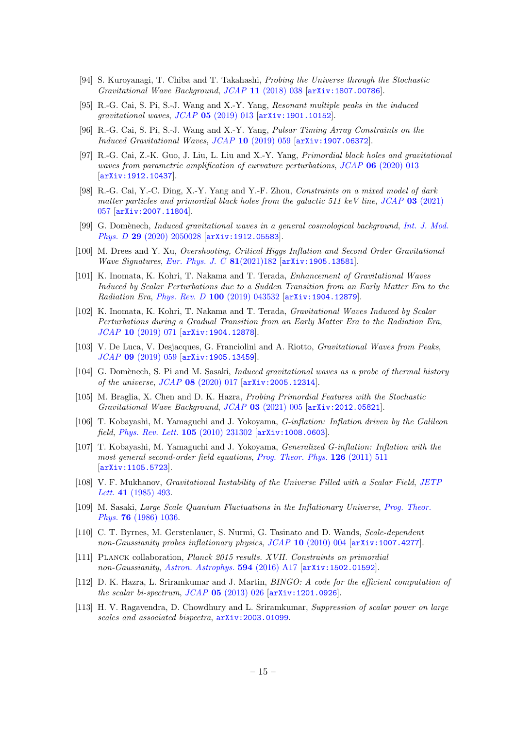[94] S. Kuroyanagi, T. Chiba and T. Takahashi, *Probing the Universe through the Stochastic Gravitational Wave Background*, *JCAP* **11** (2018) 038 [arXiv:1807.00786].

[95] R.-G. Cai, S. Pi, S.-J. Wang and X.-Y. Yang, *Resonant multiple peaks in the induced gravitational waves*, *JCAP* **05** (2019) 013 [arXiv:1901.10152].

[96] R.-G. Cai, S. Pi, S.-J. Wang and X.-Y. Yang, *Pulsar Timing Array Constraints on the Induced Gravitational Waves*, *JCAP* **10** (2019) 059 [arXiv:1907.06372].

[97] R.-G. Cai, Z.-K. Guo, J. Liu, L. Liu and X.-Y. Yang, *Primordial black holes and gravitational waves from parametric amplification of curvature perturbations*, *JCAP* **06** (2020) 013 [arXiv:1912.10437].

[98] R.-G. Cai, Y.-C. Ding, X.-Y. Yang and Y.-F. Zhou, *Constraints on a mixed model of dark matter particles and primordial black holes from the galactic 511 keV line*, *JCAP* **03** (2021) 057 [arXiv:2007.11804].

[99] G. Domènech, *Induced gravitational waves in a general cosmological background*, *Int. J. Mod. Phys. D* **29** (2020) 2050028 [arXiv:1912.05583].

[100] M. Drees and Y. Xu, *Overshooting, Critical Higgs Inflation and Second Order Gravitational Wave Signatures*, *Eur. Phys. J. C* **81**(2021)182 [arXiv:1905.13581].

[101] K. Inomata, K. Kohri, T. Nakama and T. Terada, *Enhancement of Gravitational Waves Induced by Scalar Perturbations due to a Sudden Transition from an Early Matter Era to the Radiation Era*, *Phys. Rev. D* **100** (2019) 043532 [arXiv:1904.12879].

[102] K. Inomata, K. Kohri, T. Nakama and T. Terada, *Gravitational Waves Induced by Scalar Perturbations during a Gradual Transition from an Early Matter Era to the Radiation Era*, *JCAP* **10** (2019) 071 [arXiv:1904.12878].

[103] V. De Luca, V. Desjacques, G. Franciolini and A. Riotto, *Gravitational Waves from Peaks*, *JCAP* **09** (2019) 059 [arXiv:1905.13459].

[104] G. Domènech, S. Pi and M. Sasaki, *Induced gravitational waves as a probe of thermal history of the universe*, *JCAP* **08** (2020) 017 [arXiv:2005.12314].

[105] M. Braglia, X. Chen and D. K. Hazra, *Probing Primordial Features with the Stochastic Gravitational Wave Background*, *JCAP* **03** (2021) 005 [arXiv:2012.05821].

[106] T. Kobayashi, M. Yamaguchi and J. Yokoyama, *G-inflation: Inflation driven by the Galileon field*, *Phys. Rev. Lett.* **105** (2010) 231302 [arXiv:1008.0603].

[107] T. Kobayashi, M. Yamaguchi and J. Yokoyama, *Generalized G-inflation: Inflation with the most general second-order field equations*, *Prog. Theor. Phys.* **126** (2011) 511 [arXiv:1105.5723].

[108] V. F. Mukhanov, *Gravitational Instability of the Universe Filled with a Scalar Field*, *JETP Lett.* **41** (1985) 493.

[109] M. Sasaki, *Large Scale Quantum Fluctuations in the Inflationary Universe*, *Prog. Theor. Phys.* **76** (1986) 1036.

[110] C. T. Byrnes, M. Gerstenlauer, S. Nurmi, G. Tasinato and D. Wands, *Scale-dependent non-Gaussianity probes inflationary physics*, *JCAP* **10** (2010) 004 [arXiv:1007.4277].

[111] Planck collaboration, *Planck 2015 results. XVII. Constraints on primordial non-Gaussianity*, *Astron. Astrophys.* **594** (2016) A17 [arXiv:1502.01592].

[112] D. K. Hazra, L. Sriramkumar and J. Martin, *BINGO: A code for the efficient computation of the scalar bi-spectrum*, *JCAP* **05** (2013) 026 [arXiv:1201.0926].

[113] H. V. Ragavendra, D. Chowdhury and L. Sriramkumar, *Suppression of scalar power on large scales and associated bispectra*, arXiv:2003.01099.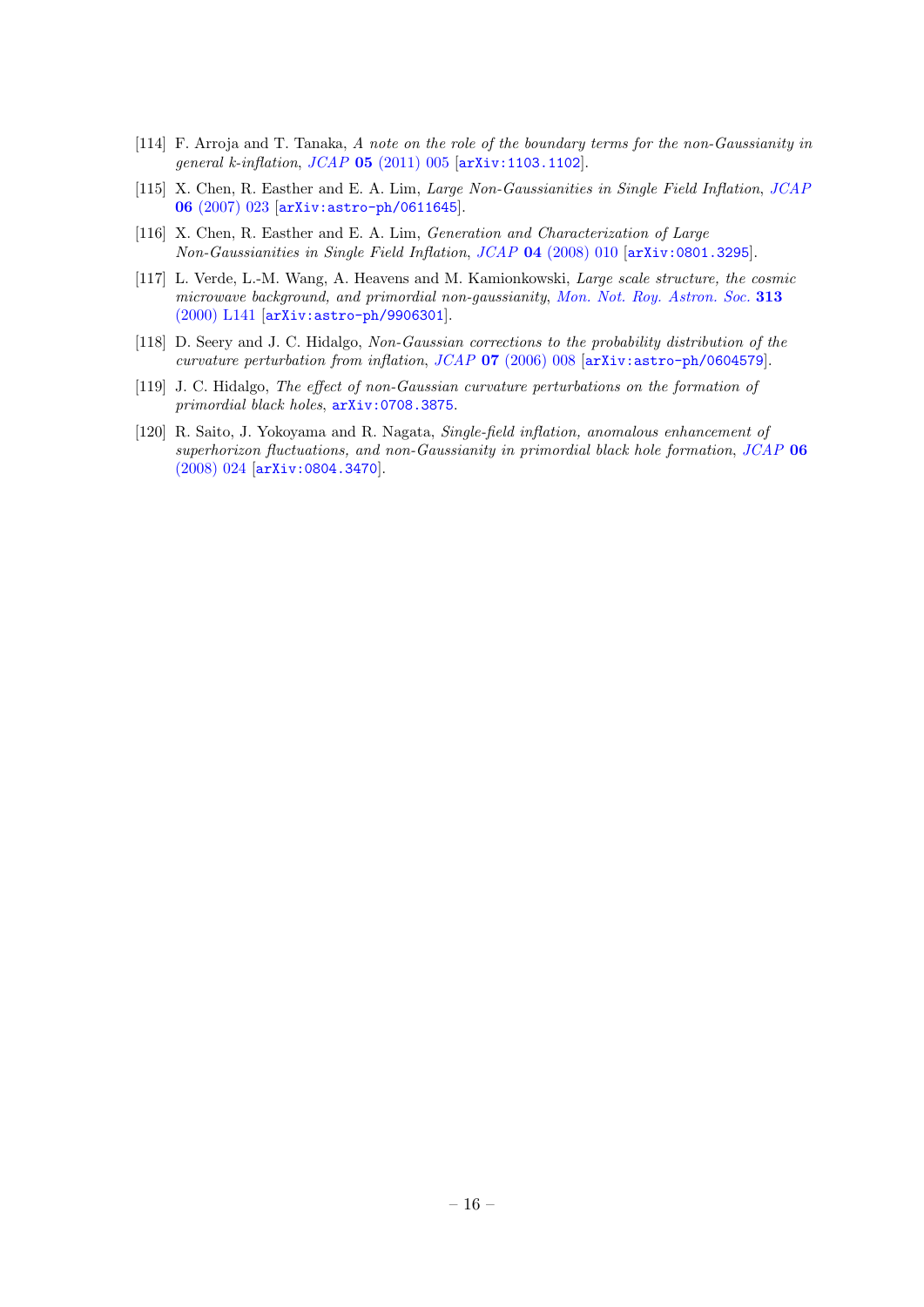[114] F. Arroja and T. Tanaka, *A note on the role of the boundary terms for the non-Gaussianity in general k-inflation*, *JCAP* **05** (2011) 005 [arXiv:1103.1102].

[115] X. Chen, R. Easther and E. A. Lim, *Large Non-Gaussianities in Single Field Inflation*, *JCAP* **06** (2007) 023 [arXiv:astro-ph/0611645].

[116] X. Chen, R. Easther and E. A. Lim, *Generation and Characterization of Large Non-Gaussianities in Single Field Inflation*, *JCAP* **04** (2008) 010 [arXiv:0801.3295].

[117] L. Verde, L.-M. Wang, A. Heavens and M. Kamionkowski, *Large scale structure, the cosmic microwave background, and primordial non-gaussianity*, *Mon. Not. Roy. Astron. Soc.* **313** (2000) L141 [arXiv:astro-ph/9906301].

[118] D. Seery and J. C. Hidalgo, *Non-Gaussian corrections to the probability distribution of the curvature perturbation from inflation*, *JCAP* **07** (2006) 008 [arXiv:astro-ph/0604579].

[119] J. C. Hidalgo, *The effect of non-Gaussian curvature perturbations on the formation of primordial black holes*, arXiv:0708.3875.

[120] R. Saito, J. Yokoyama and R. Nagata, *Single-field inflation, anomalous enhancement of superhorizon fluctuations, and non-Gaussianity in primordial black hole formation*, *JCAP* **06** (2008) 024 [arXiv:0804.3470].